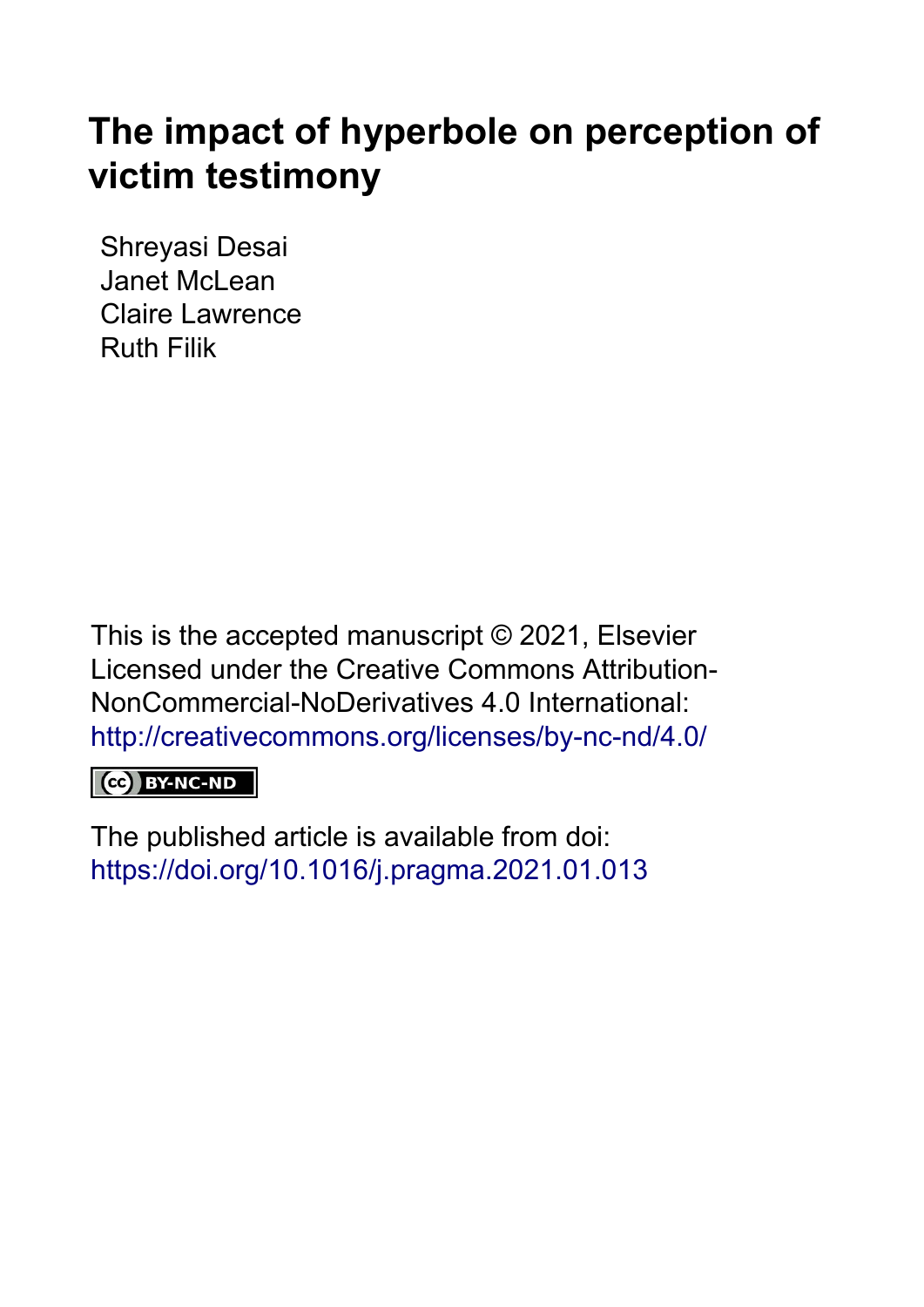# The impact of hyperbole on perception of victim testimony

Shreyasi Desai
Janet McLean
Claire Lawrence
Ruth Filik

This is the accepted manuscript © 2021, Elsevier
Licensed under the Creative Commons Attribution-NonCommercial-NoDerivatives 4.0 International:
http://creativecommons.org/licenses/by-nc-nd/4.0/

BY-NC-ND

The published article is available from doi:
https://doi.org/10.1016/j.pragma.2021.01.013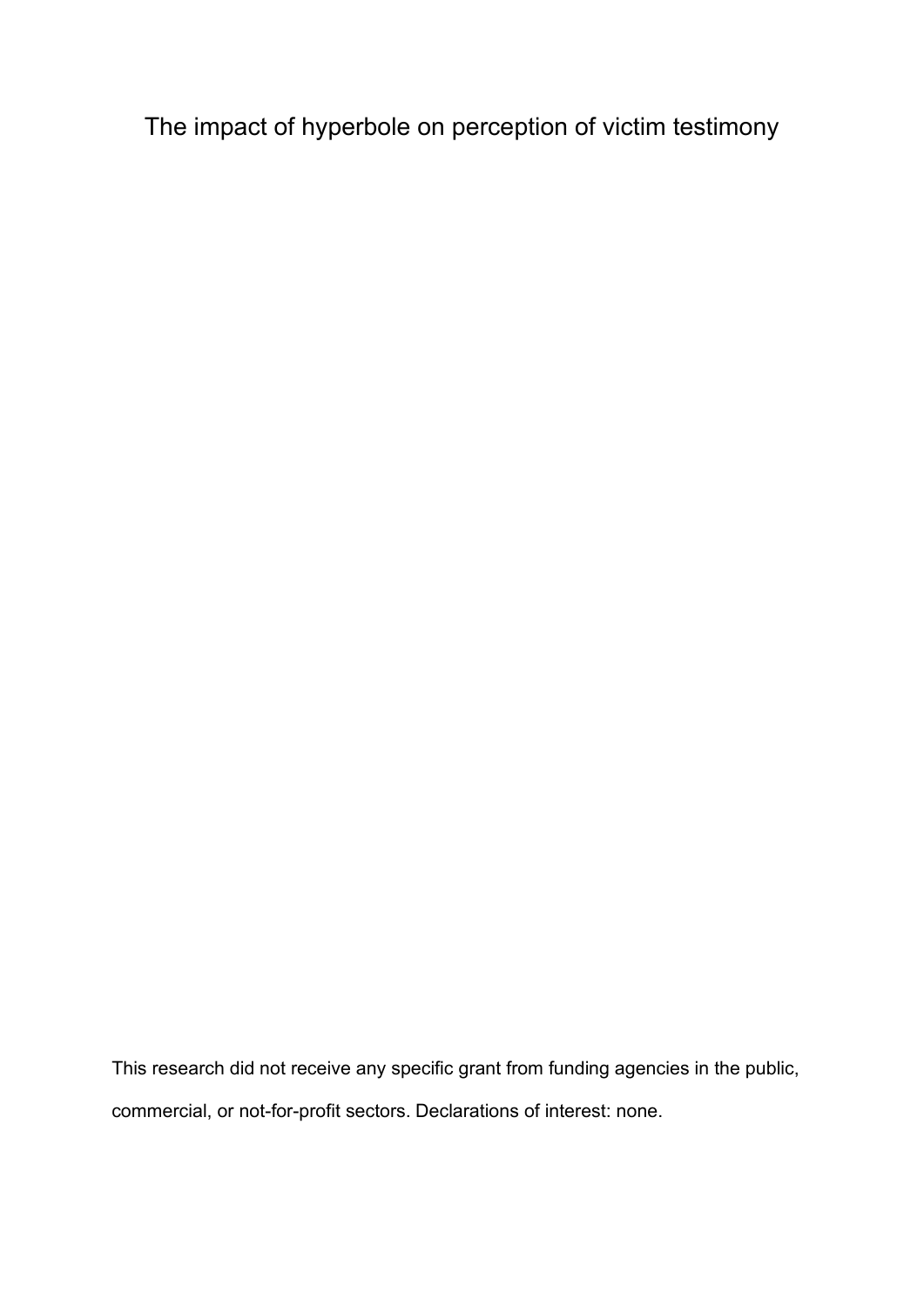# The impact of hyperbole on perception of victim testimony

This research did not receive any specific grant from funding agencies in the public, commercial, or not-for-profit sectors. Declarations of interest: none.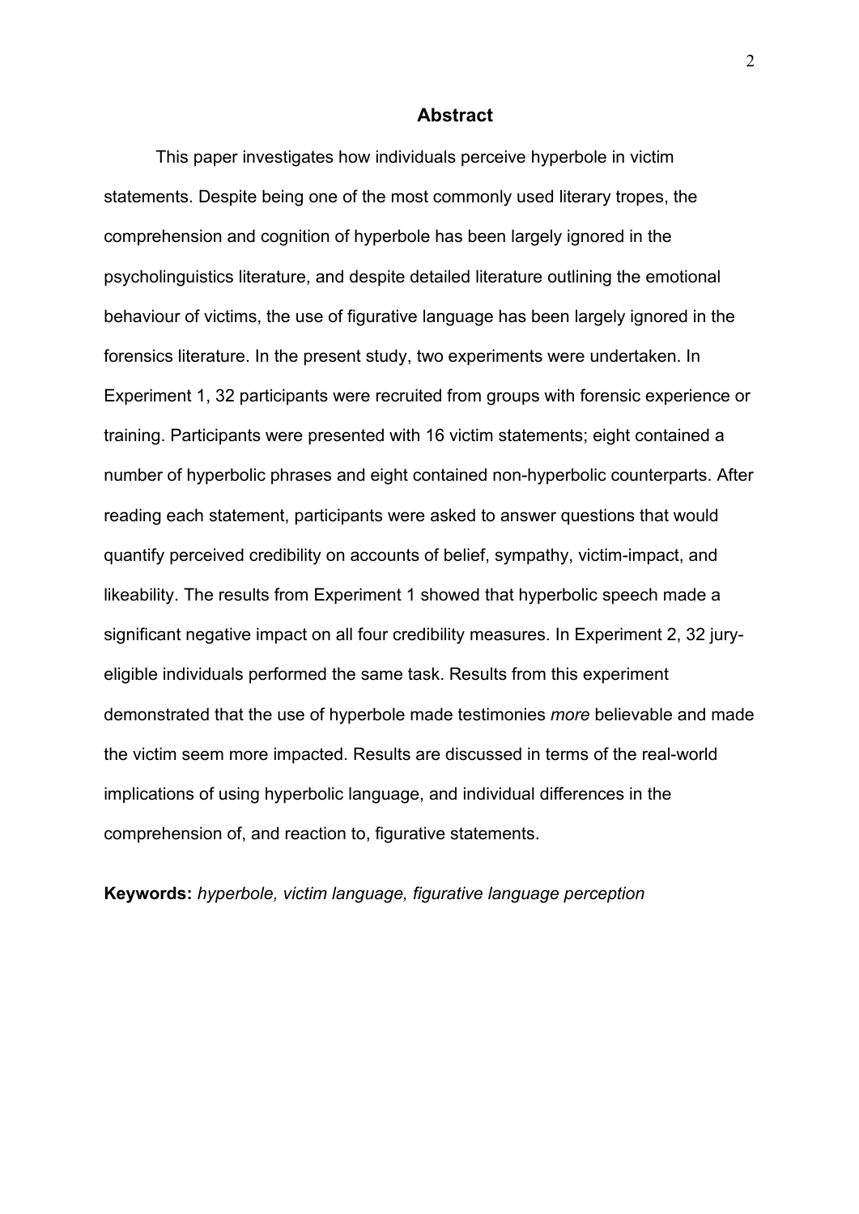## Abstract

This paper investigates how individuals perceive hyperbole in victim statements. Despite being one of the most commonly used literary tropes, the comprehension and cognition of hyperbole has been largely ignored in the psycholinguistics literature, and despite detailed literature outlining the emotional behaviour of victims, the use of figurative language has been largely ignored in the forensics literature. In the present study, two experiments were undertaken. In Experiment 1, 32 participants were recruited from groups with forensic experience or training. Participants were presented with 16 victim statements; eight contained a number of hyperbolic phrases and eight contained non-hyperbolic counterparts. After reading each statement, participants were asked to answer questions that would quantify perceived credibility on accounts of belief, sympathy, victim-impact, and likeability. The results from Experiment 1 showed that hyperbolic speech made a significant negative impact on all four credibility measures. In Experiment 2, 32 jury-eligible individuals performed the same task. Results from this experiment demonstrated that the use of hyperbole made testimonies *more* believable and made the victim seem more impacted. Results are discussed in terms of the real-world implications of using hyperbolic language, and individual differences in the comprehension of, and reaction to, figurative statements.

**Keywords:** *hyperbole, victim language, figurative language perception*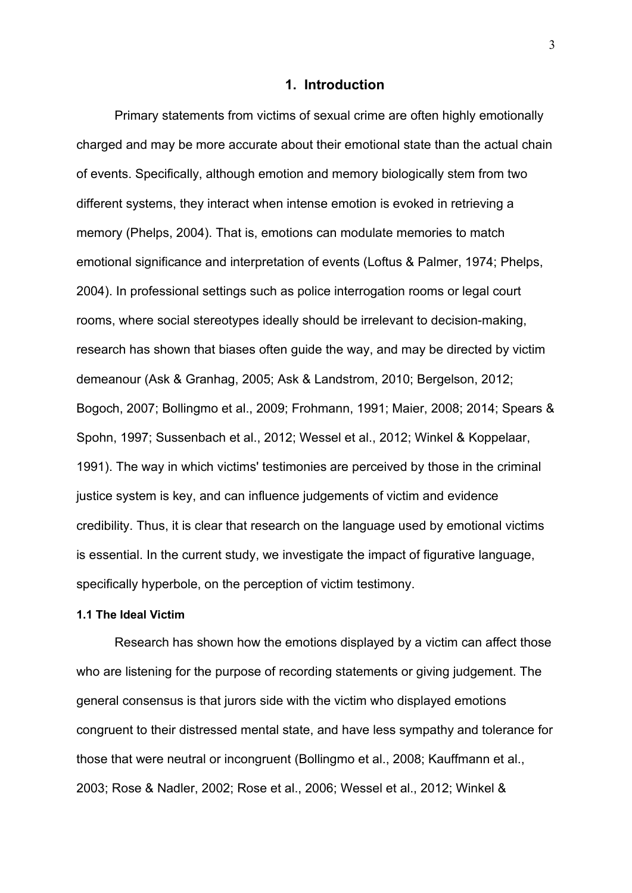# 1. Introduction

Primary statements from victims of sexual crime are often highly emotionally charged and may be more accurate about their emotional state than the actual chain of events. Specifically, although emotion and memory biologically stem from two different systems, they interact when intense emotion is evoked in retrieving a memory (Phelps, 2004). That is, emotions can modulate memories to match emotional significance and interpretation of events (Loftus & Palmer, 1974; Phelps, 2004). In professional settings such as police interrogation rooms or legal court rooms, where social stereotypes ideally should be irrelevant to decision-making, research has shown that biases often guide the way, and may be directed by victim demeanour (Ask & Granhag, 2005; Ask & Landstrom, 2010; Bergelson, 2012; Bogoch, 2007; Bollingmo et al., 2009; Frohmann, 1991; Maier, 2008; 2014; Spears & Spohn, 1997; Sussenbach et al., 2012; Wessel et al., 2012; Winkel & Koppelaar, 1991). The way in which victims' testimonies are perceived by those in the criminal justice system is key, and can influence judgements of victim and evidence credibility. Thus, it is clear that research on the language used by emotional victims is essential. In the current study, we investigate the impact of figurative language, specifically hyperbole, on the perception of victim testimony.

### 1.1 The Ideal Victim

Research has shown how the emotions displayed by a victim can affect those who are listening for the purpose of recording statements or giving judgement. The general consensus is that jurors side with the victim who displayed emotions congruent to their distressed mental state, and have less sympathy and tolerance for those that were neutral or incongruent (Bollingmo et al., 2008; Kauffmann et al., 2003; Rose & Nadler, 2002; Rose et al., 2006; Wessel et al., 2012; Winkel &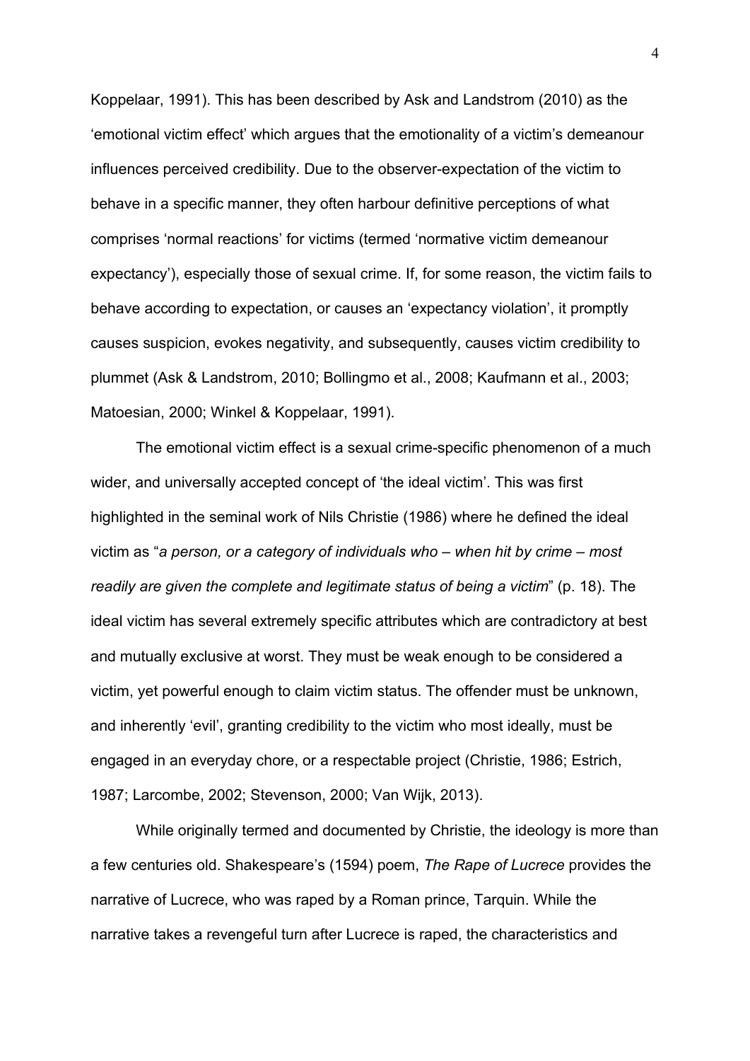Koppelaar, 1991). This has been described by Ask and Landstrom (2010) as the 'emotional victim effect' which argues that the emotionality of a victim's demeanour influences perceived credibility. Due to the observer-expectation of the victim to behave in a specific manner, they often harbour definitive perceptions of what comprises 'normal reactions' for victims (termed 'normative victim demeanour expectancy'), especially those of sexual crime. If, for some reason, the victim fails to behave according to expectation, or causes an 'expectancy violation', it promptly causes suspicion, evokes negativity, and subsequently, causes victim credibility to plummet (Ask & Landstrom, 2010; Bollingmo et al., 2008; Kaufmann et al., 2003; Matoesian, 2000; Winkel & Koppelaar, 1991).

The emotional victim effect is a sexual crime-specific phenomenon of a much wider, and universally accepted concept of 'the ideal victim'. This was first highlighted in the seminal work of Nils Christie (1986) where he defined the ideal victim as "*a person, or a category of individuals who – when hit by crime – most readily are given the complete and legitimate status of being a victim*" (p. 18). The ideal victim has several extremely specific attributes which are contradictory at best and mutually exclusive at worst. They must be weak enough to be considered a victim, yet powerful enough to claim victim status. The offender must be unknown, and inherently 'evil', granting credibility to the victim who most ideally, must be engaged in an everyday chore, or a respectable project (Christie, 1986; Estrich, 1987; Larcombe, 2002; Stevenson, 2000; Van Wijk, 2013).

While originally termed and documented by Christie, the ideology is more than a few centuries old. Shakespeare's (1594) poem, *The Rape of Lucrece* provides the narrative of Lucrece, who was raped by a Roman prince, Tarquin. While the narrative takes a revengeful turn after Lucrece is raped, the characteristics and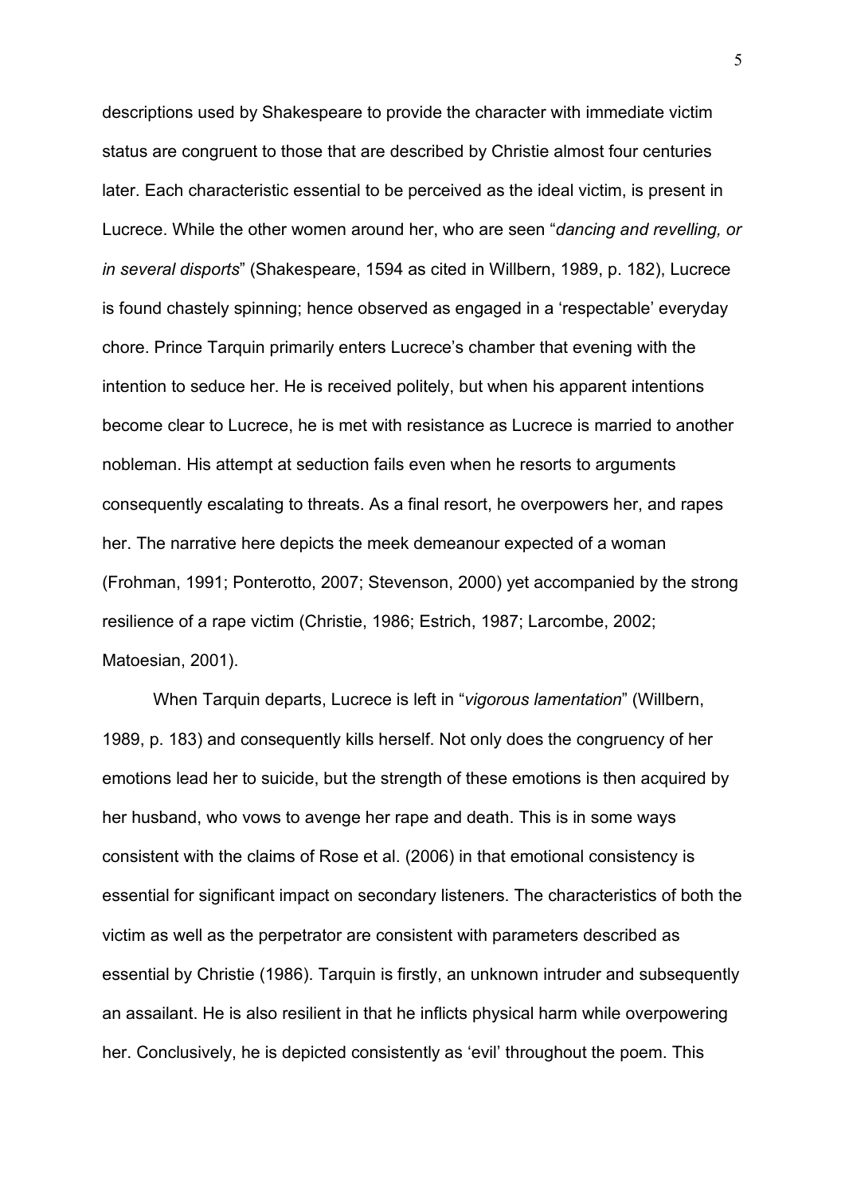descriptions used by Shakespeare to provide the character with immediate victim status are congruent to those that are described by Christie almost four centuries later. Each characteristic essential to be perceived as the ideal victim, is present in Lucrece. While the other women around her, who are seen "*dancing and revelling, or in several disports*" (Shakespeare, 1594 as cited in Willbern, 1989, p. 182), Lucrece is found chastely spinning; hence observed as engaged in a 'respectable' everyday chore. Prince Tarquin primarily enters Lucrece's chamber that evening with the intention to seduce her. He is received politely, but when his apparent intentions become clear to Lucrece, he is met with resistance as Lucrece is married to another nobleman. His attempt at seduction fails even when he resorts to arguments consequently escalating to threats. As a final resort, he overpowers her, and rapes her. The narrative here depicts the meek demeanour expected of a woman (Frohman, 1991; Ponterotto, 2007; Stevenson, 2000) yet accompanied by the strong resilience of a rape victim (Christie, 1986; Estrich, 1987; Larcombe, 2002; Matoesian, 2001).

When Tarquin departs, Lucrece is left in "*vigorous lamentation*" (Willbern, 1989, p. 183) and consequently kills herself. Not only does the congruency of her emotions lead her to suicide, but the strength of these emotions is then acquired by her husband, who vows to avenge her rape and death. This is in some ways consistent with the claims of Rose et al. (2006) in that emotional consistency is essential for significant impact on secondary listeners. The characteristics of both the victim as well as the perpetrator are consistent with parameters described as essential by Christie (1986). Tarquin is firstly, an unknown intruder and subsequently an assailant. He is also resilient in that he inflicts physical harm while overpowering her. Conclusively, he is depicted consistently as 'evil' throughout the poem. This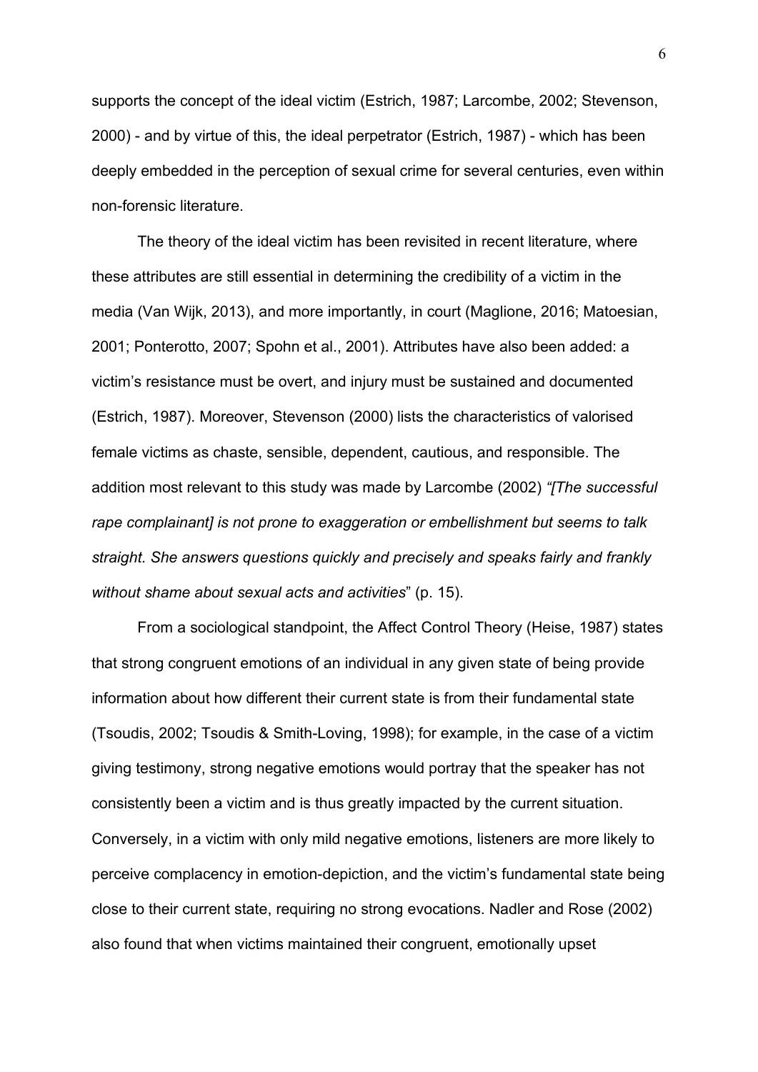supports the concept of the ideal victim (Estrich, 1987; Larcombe, 2002; Stevenson, 2000) - and by virtue of this, the ideal perpetrator (Estrich, 1987) - which has been deeply embedded in the perception of sexual crime for several centuries, even within non-forensic literature.

The theory of the ideal victim has been revisited in recent literature, where these attributes are still essential in determining the credibility of a victim in the media (Van Wijk, 2013), and more importantly, in court (Maglione, 2016; Matoesian, 2001; Ponterotto, 2007; Spohn et al., 2001). Attributes have also been added: a victim's resistance must be overt, and injury must be sustained and documented (Estrich, 1987). Moreover, Stevenson (2000) lists the characteristics of valorised female victims as chaste, sensible, dependent, cautious, and responsible. The addition most relevant to this study was made by Larcombe (2002) *"[The successful rape complainant] is not prone to exaggeration or embellishment but seems to talk straight. She answers questions quickly and precisely and speaks fairly and frankly without shame about sexual acts and activities*" (p. 15).

From a sociological standpoint, the Affect Control Theory (Heise, 1987) states that strong congruent emotions of an individual in any given state of being provide information about how different their current state is from their fundamental state (Tsoudis, 2002; Tsoudis & Smith-Loving, 1998); for example, in the case of a victim giving testimony, strong negative emotions would portray that the speaker has not consistently been a victim and is thus greatly impacted by the current situation. Conversely, in a victim with only mild negative emotions, listeners are more likely to perceive complacency in emotion-depiction, and the victim's fundamental state being close to their current state, requiring no strong evocations. Nadler and Rose (2002) also found that when victims maintained their congruent, emotionally upset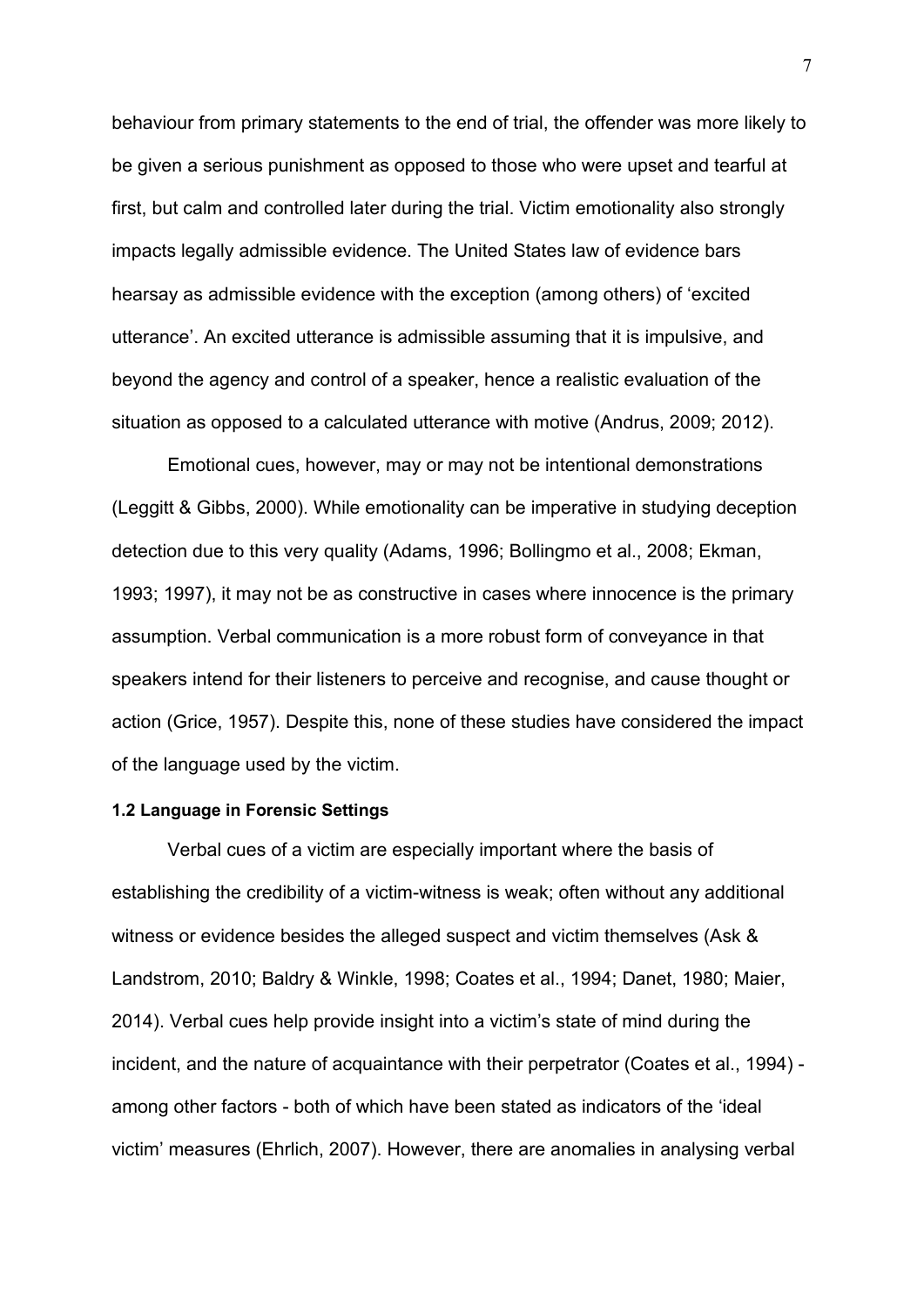behaviour from primary statements to the end of trial, the offender was more likely to be given a serious punishment as opposed to those who were upset and tearful at first, but calm and controlled later during the trial. Victim emotionality also strongly impacts legally admissible evidence. The United States law of evidence bars hearsay as admissible evidence with the exception (among others) of 'excited utterance'. An excited utterance is admissible assuming that it is impulsive, and beyond the agency and control of a speaker, hence a realistic evaluation of the situation as opposed to a calculated utterance with motive (Andrus, 2009; 2012).

Emotional cues, however, may or may not be intentional demonstrations (Leggitt & Gibbs, 2000). While emotionality can be imperative in studying deception detection due to this very quality (Adams, 1996; Bollingmo et al., 2008; Ekman, 1993; 1997), it may not be as constructive in cases where innocence is the primary assumption. Verbal communication is a more robust form of conveyance in that speakers intend for their listeners to perceive and recognise, and cause thought or action (Grice, 1957). Despite this, none of these studies have considered the impact of the language used by the victim.

**1.2 Language in Forensic Settings**

Verbal cues of a victim are especially important where the basis of establishing the credibility of a victim-witness is weak; often without any additional witness or evidence besides the alleged suspect and victim themselves (Ask & Landstrom, 2010; Baldry & Winkle, 1998; Coates et al., 1994; Danet, 1980; Maier, 2014). Verbal cues help provide insight into a victim's state of mind during the incident, and the nature of acquaintance with their perpetrator (Coates et al., 1994) - among other factors - both of which have been stated as indicators of the 'ideal victim' measures (Ehrlich, 2007). However, there are anomalies in analysing verbal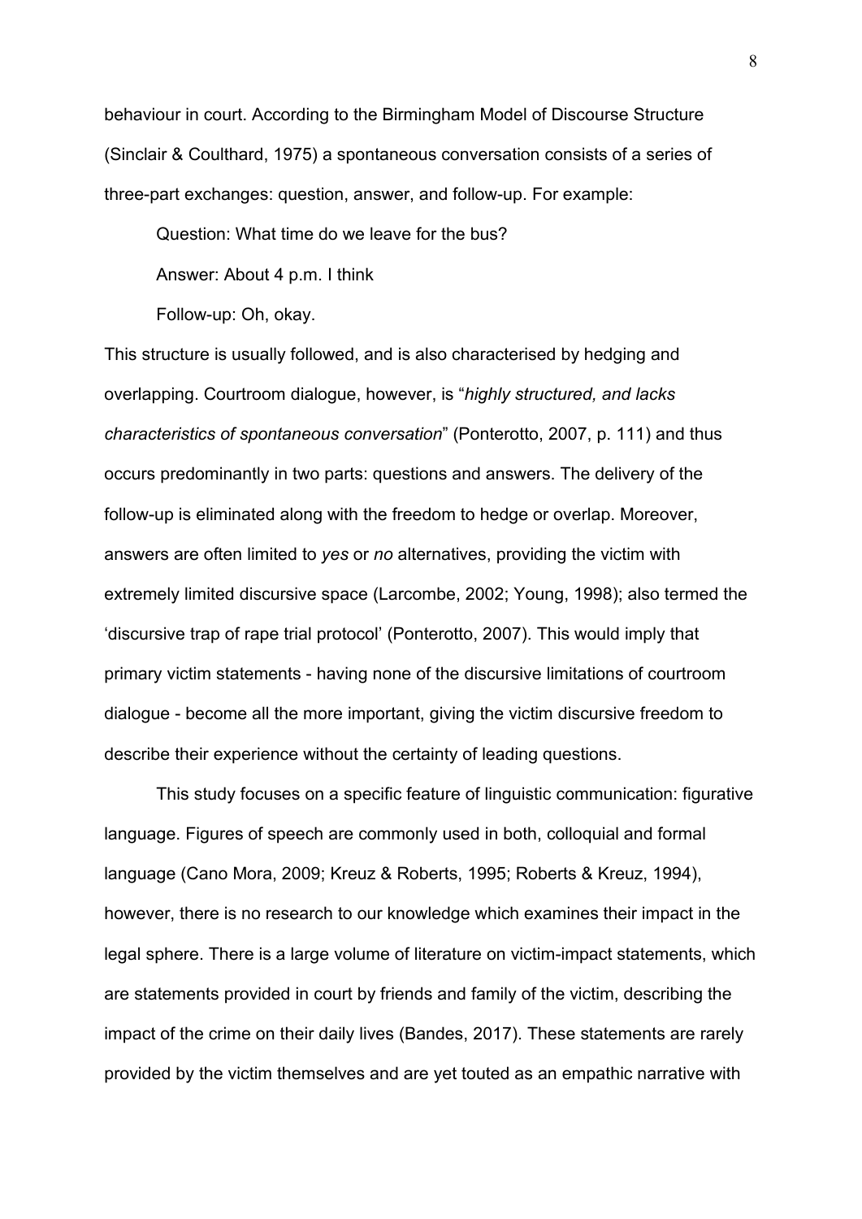behaviour in court. According to the Birmingham Model of Discourse Structure (Sinclair & Coulthard, 1975) a spontaneous conversation consists of a series of three-part exchanges: question, answer, and follow-up. For example:

> Question: What time do we leave for the bus?
>
> Answer: About 4 p.m. I think
>
> Follow-up: Oh, okay.

This structure is usually followed, and is also characterised by hedging and overlapping. Courtroom dialogue, however, is "*highly structured, and lacks characteristics of spontaneous conversation*" (Ponterotto, 2007, p. 111) and thus occurs predominantly in two parts: questions and answers. The delivery of the follow-up is eliminated along with the freedom to hedge or overlap. Moreover, answers are often limited to *yes* or *no* alternatives, providing the victim with extremely limited discursive space (Larcombe, 2002; Young, 1998); also termed the 'discursive trap of rape trial protocol' (Ponterotto, 2007). This would imply that primary victim statements - having none of the discursive limitations of courtroom dialogue - become all the more important, giving the victim discursive freedom to describe their experience without the certainty of leading questions.

This study focuses on a specific feature of linguistic communication: figurative language. Figures of speech are commonly used in both, colloquial and formal language (Cano Mora, 2009; Kreuz & Roberts, 1995; Roberts & Kreuz, 1994), however, there is no research to our knowledge which examines their impact in the legal sphere. There is a large volume of literature on victim-impact statements, which are statements provided in court by friends and family of the victim, describing the impact of the crime on their daily lives (Bandes, 2017). These statements are rarely provided by the victim themselves and are yet touted as an empathic narrative with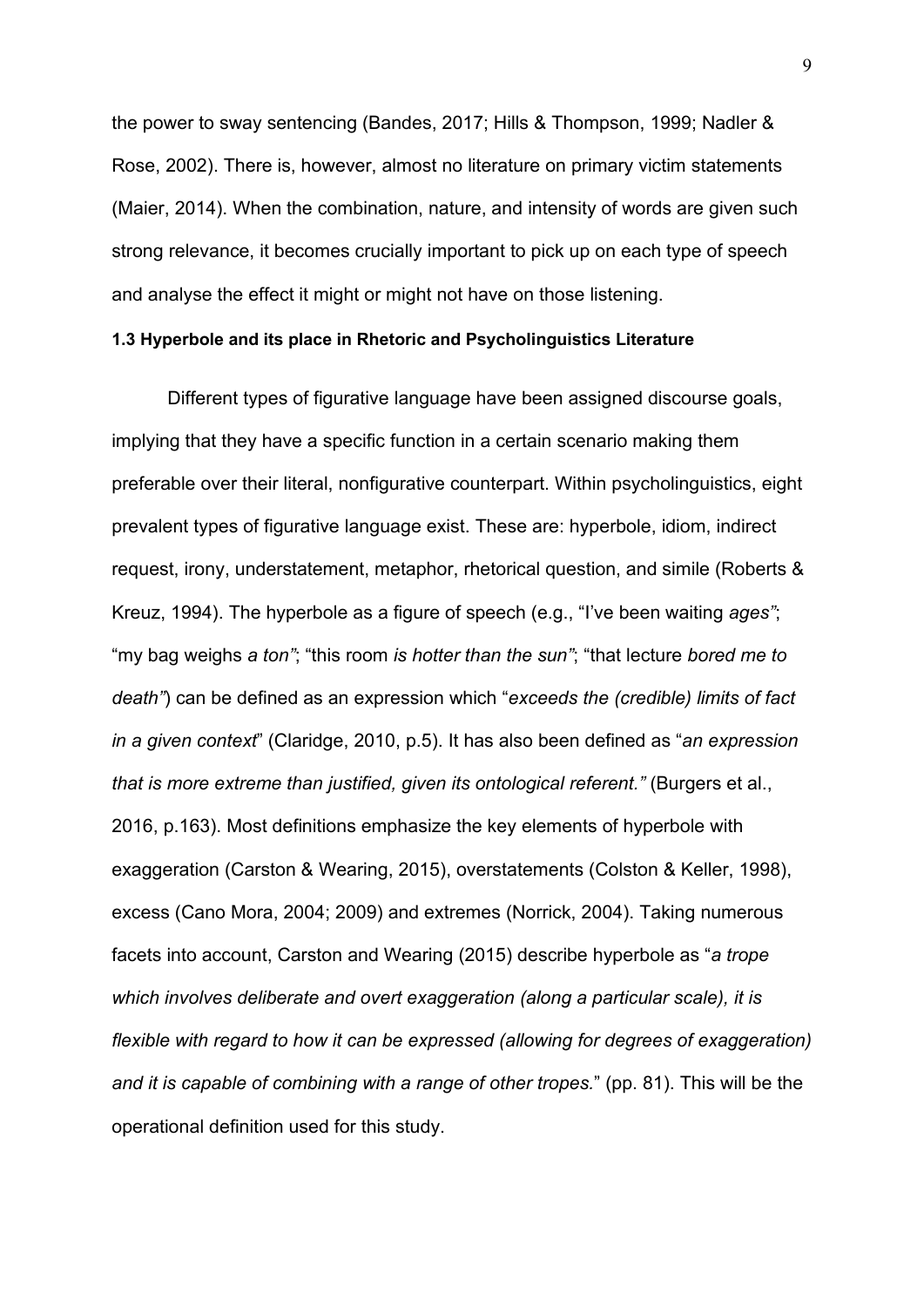the power to sway sentencing (Bandes, 2017; Hills & Thompson, 1999; Nadler & Rose, 2002). There is, however, almost no literature on primary victim statements (Maier, 2014). When the combination, nature, and intensity of words are given such strong relevance, it becomes crucially important to pick up on each type of speech and analyse the effect it might or might not have on those listening.

### 1.3 Hyperbole and its place in Rhetoric and Psycholinguistics Literature

Different types of figurative language have been assigned discourse goals, implying that they have a specific function in a certain scenario making them preferable over their literal, nonfigurative counterpart. Within psycholinguistics, eight prevalent types of figurative language exist. These are: hyperbole, idiom, indirect request, irony, understatement, metaphor, rhetorical question, and simile (Roberts & Kreuz, 1994). The hyperbole as a figure of speech (e.g., "I've been waiting *ages"*; "my bag weighs *a ton"*; "this room *is hotter than the sun"*; "that lecture *bored me to death"*) can be defined as an expression which "*exceeds the (credible) limits of fact in a given context*" (Claridge, 2010, p.5). It has also been defined as "*an expression that is more extreme than justified, given its ontological referent."* (Burgers et al., 2016, p.163). Most definitions emphasize the key elements of hyperbole with exaggeration (Carston & Wearing, 2015), overstatements (Colston & Keller, 1998), excess (Cano Mora, 2004; 2009) and extremes (Norrick, 2004). Taking numerous facets into account, Carston and Wearing (2015) describe hyperbole as "*a trope which involves deliberate and overt exaggeration (along a particular scale), it is flexible with regard to how it can be expressed (allowing for degrees of exaggeration) and it is capable of combining with a range of other tropes.*" (pp. 81). This will be the operational definition used for this study.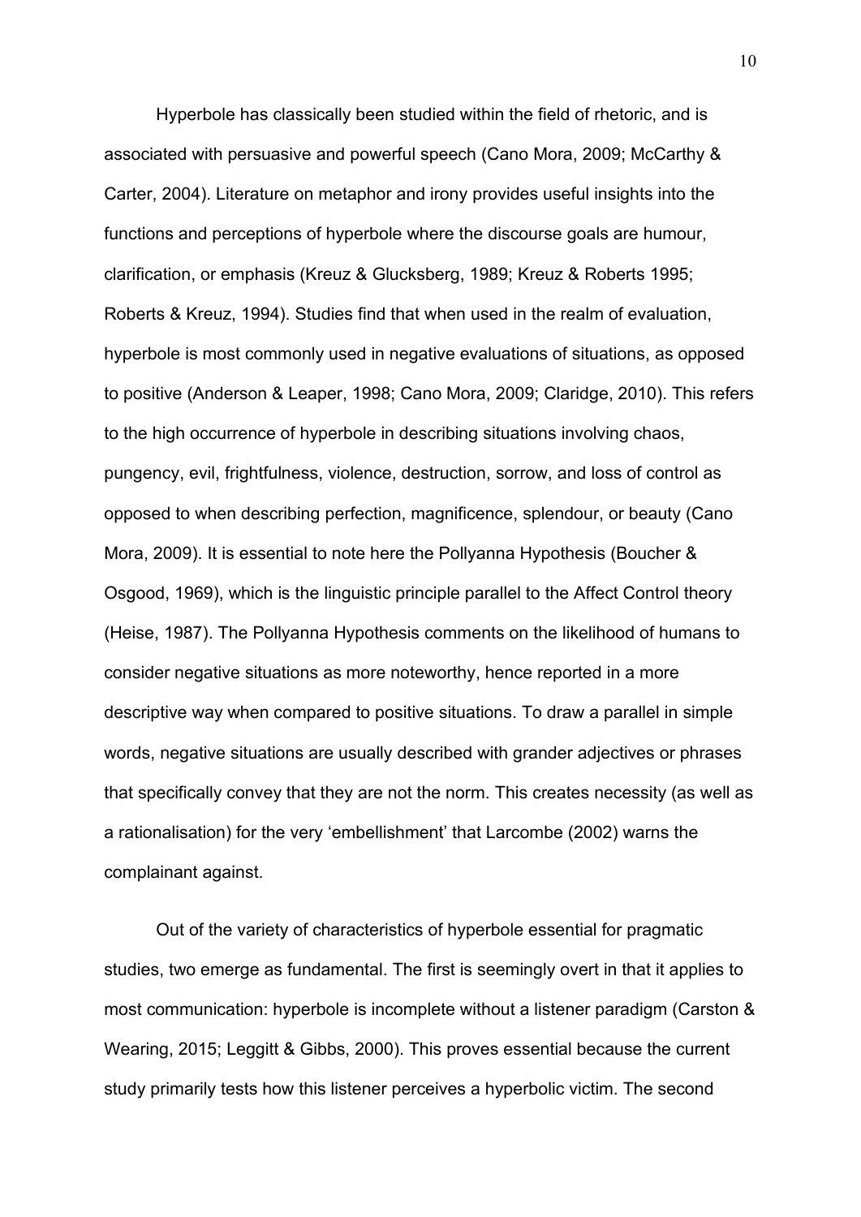Hyperbole has classically been studied within the field of rhetoric, and is associated with persuasive and powerful speech (Cano Mora, 2009; McCarthy & Carter, 2004). Literature on metaphor and irony provides useful insights into the functions and perceptions of hyperbole where the discourse goals are humour, clarification, or emphasis (Kreuz & Glucksberg, 1989; Kreuz & Roberts 1995; Roberts & Kreuz, 1994). Studies find that when used in the realm of evaluation, hyperbole is most commonly used in negative evaluations of situations, as opposed to positive (Anderson & Leaper, 1998; Cano Mora, 2009; Claridge, 2010). This refers to the high occurrence of hyperbole in describing situations involving chaos, pungency, evil, frightfulness, violence, destruction, sorrow, and loss of control as opposed to when describing perfection, magnificence, splendour, or beauty (Cano Mora, 2009). It is essential to note here the Pollyanna Hypothesis (Boucher & Osgood, 1969), which is the linguistic principle parallel to the Affect Control theory (Heise, 1987). The Pollyanna Hypothesis comments on the likelihood of humans to consider negative situations as more noteworthy, hence reported in a more descriptive way when compared to positive situations. To draw a parallel in simple words, negative situations are usually described with grander adjectives or phrases that specifically convey that they are not the norm. This creates necessity (as well as a rationalisation) for the very 'embellishment' that Larcombe (2002) warns the complainant against.

Out of the variety of characteristics of hyperbole essential for pragmatic studies, two emerge as fundamental. The first is seemingly overt in that it applies to most communication: hyperbole is incomplete without a listener paradigm (Carston & Wearing, 2015; Leggitt & Gibbs, 2000). This proves essential because the current study primarily tests how this listener perceives a hyperbolic victim. The second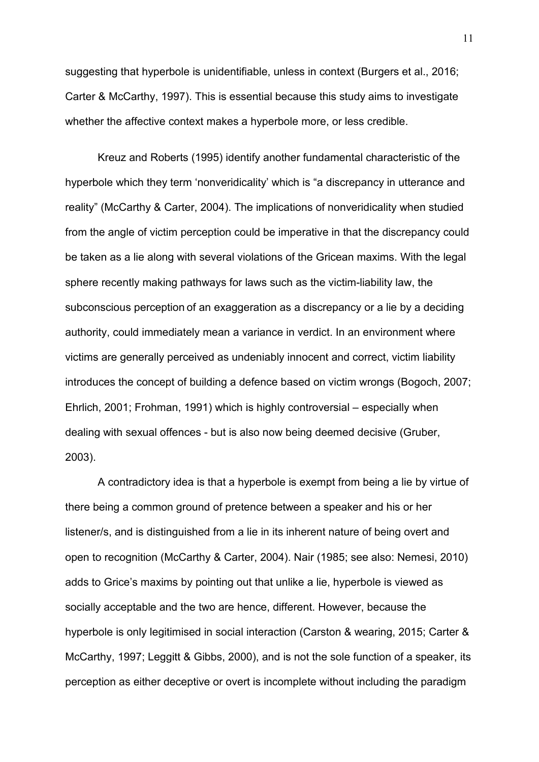suggesting that hyperbole is unidentifiable, unless in context (Burgers et al., 2016; Carter & McCarthy, 1997). This is essential because this study aims to investigate whether the affective context makes a hyperbole more, or less credible.

Kreuz and Roberts (1995) identify another fundamental characteristic of the hyperbole which they term 'nonveridicality' which is "a discrepancy in utterance and reality" (McCarthy & Carter, 2004). The implications of nonveridicality when studied from the angle of victim perception could be imperative in that the discrepancy could be taken as a lie along with several violations of the Gricean maxims. With the legal sphere recently making pathways for laws such as the victim-liability law, the subconscious perception of an exaggeration as a discrepancy or a lie by a deciding authority, could immediately mean a variance in verdict. In an environment where victims are generally perceived as undeniably innocent and correct, victim liability introduces the concept of building a defence based on victim wrongs (Bogoch, 2007; Ehrlich, 2001; Frohman, 1991) which is highly controversial – especially when dealing with sexual offences - but is also now being deemed decisive (Gruber, 2003).

A contradictory idea is that a hyperbole is exempt from being a lie by virtue of there being a common ground of pretence between a speaker and his or her listener/s, and is distinguished from a lie in its inherent nature of being overt and open to recognition (McCarthy & Carter, 2004). Nair (1985; see also: Nemesi, 2010) adds to Grice's maxims by pointing out that unlike a lie, hyperbole is viewed as socially acceptable and the two are hence, different. However, because the hyperbole is only legitimised in social interaction (Carston & wearing, 2015; Carter & McCarthy, 1997; Leggitt & Gibbs, 2000), and is not the sole function of a speaker, its perception as either deceptive or overt is incomplete without including the paradigm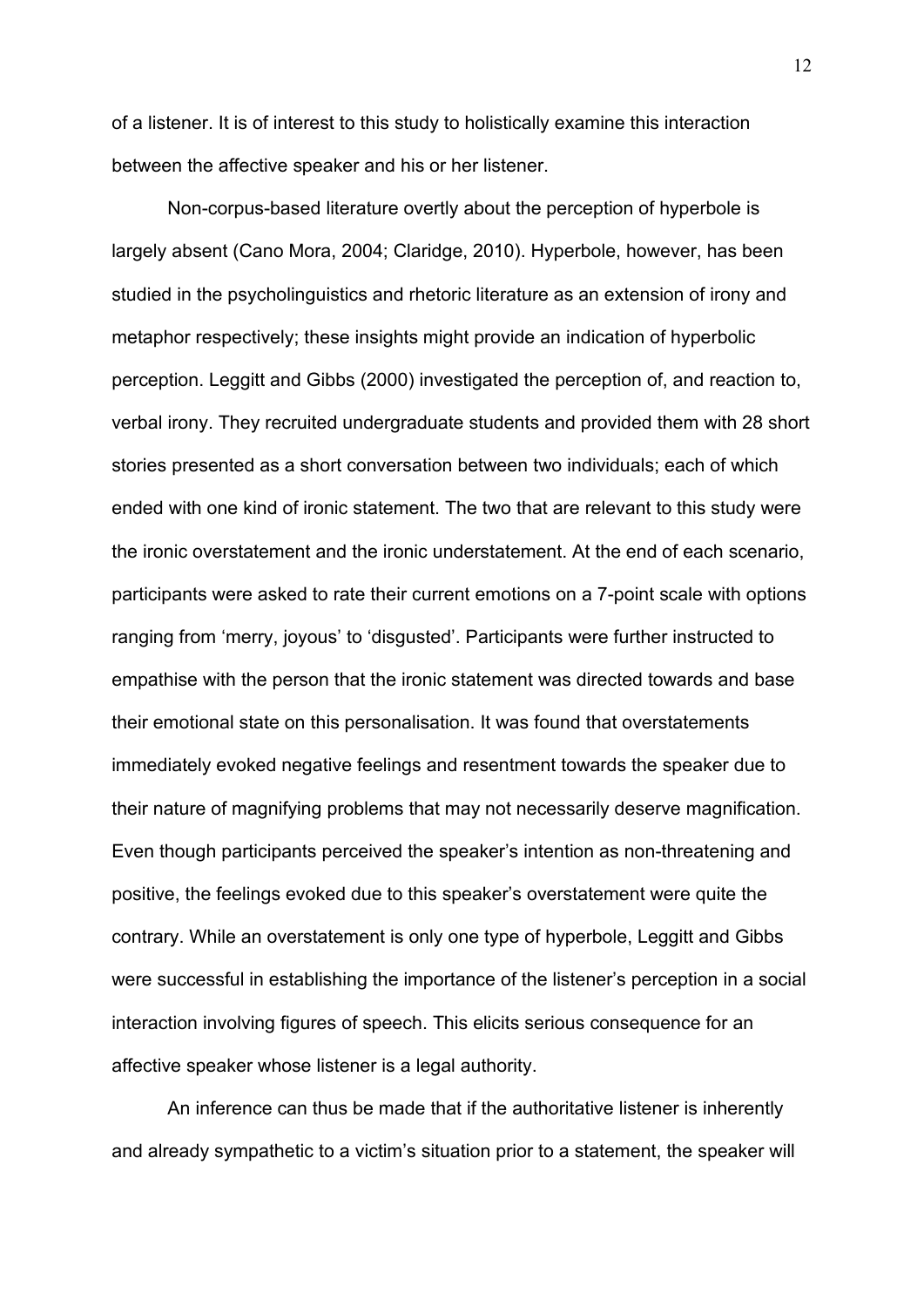of a listener. It is of interest to this study to holistically examine this interaction between the affective speaker and his or her listener.

Non-corpus-based literature overtly about the perception of hyperbole is largely absent (Cano Mora, 2004; Claridge, 2010). Hyperbole, however, has been studied in the psycholinguistics and rhetoric literature as an extension of irony and metaphor respectively; these insights might provide an indication of hyperbolic perception. Leggitt and Gibbs (2000) investigated the perception of, and reaction to, verbal irony. They recruited undergraduate students and provided them with 28 short stories presented as a short conversation between two individuals; each of which ended with one kind of ironic statement. The two that are relevant to this study were the ironic overstatement and the ironic understatement. At the end of each scenario, participants were asked to rate their current emotions on a 7-point scale with options ranging from 'merry, joyous' to 'disgusted'. Participants were further instructed to empathise with the person that the ironic statement was directed towards and base their emotional state on this personalisation. It was found that overstatements immediately evoked negative feelings and resentment towards the speaker due to their nature of magnifying problems that may not necessarily deserve magnification. Even though participants perceived the speaker's intention as non-threatening and positive, the feelings evoked due to this speaker's overstatement were quite the contrary. While an overstatement is only one type of hyperbole, Leggitt and Gibbs were successful in establishing the importance of the listener's perception in a social interaction involving figures of speech. This elicits serious consequence for an affective speaker whose listener is a legal authority.

An inference can thus be made that if the authoritative listener is inherently and already sympathetic to a victim's situation prior to a statement, the speaker will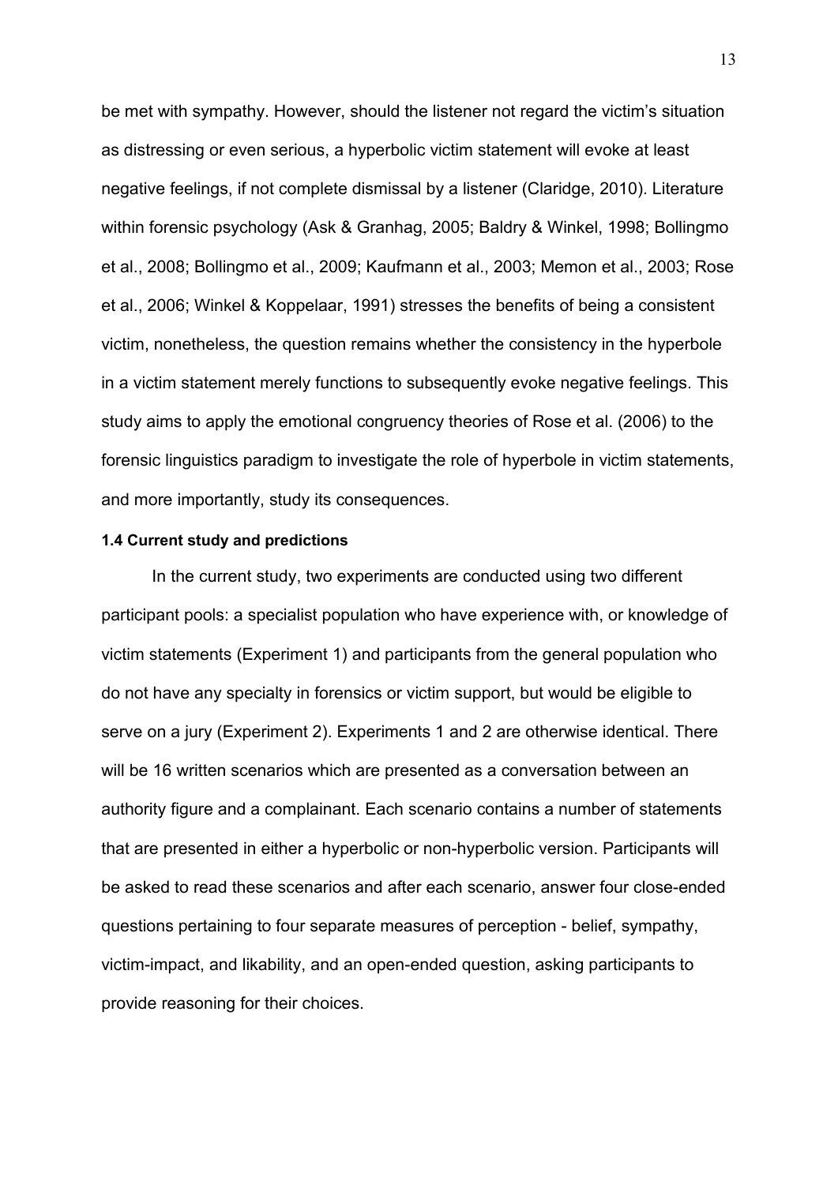be met with sympathy. However, should the listener not regard the victim's situation as distressing or even serious, a hyperbolic victim statement will evoke at least negative feelings, if not complete dismissal by a listener (Claridge, 2010). Literature within forensic psychology (Ask & Granhag, 2005; Baldry & Winkel, 1998; Bollingmo et al., 2008; Bollingmo et al., 2009; Kaufmann et al., 2003; Memon et al., 2003; Rose et al., 2006; Winkel & Koppelaar, 1991) stresses the benefits of being a consistent victim, nonetheless, the question remains whether the consistency in the hyperbole in a victim statement merely functions to subsequently evoke negative feelings. This study aims to apply the emotional congruency theories of Rose et al. (2006) to the forensic linguistics paradigm to investigate the role of hyperbole in victim statements, and more importantly, study its consequences.

### 1.4 Current study and predictions

In the current study, two experiments are conducted using two different participant pools: a specialist population who have experience with, or knowledge of victim statements (Experiment 1) and participants from the general population who do not have any specialty in forensics or victim support, but would be eligible to serve on a jury (Experiment 2). Experiments 1 and 2 are otherwise identical. There will be 16 written scenarios which are presented as a conversation between an authority figure and a complainant. Each scenario contains a number of statements that are presented in either a hyperbolic or non-hyperbolic version. Participants will be asked to read these scenarios and after each scenario, answer four close-ended questions pertaining to four separate measures of perception - belief, sympathy, victim-impact, and likability, and an open-ended question, asking participants to provide reasoning for their choices.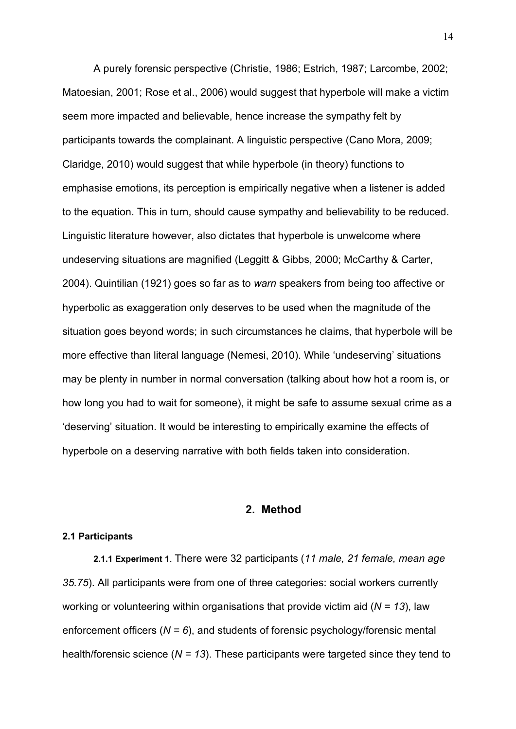A purely forensic perspective (Christie, 1986; Estrich, 1987; Larcombe, 2002; Matoesian, 2001; Rose et al., 2006) would suggest that hyperbole will make a victim seem more impacted and believable, hence increase the sympathy felt by participants towards the complainant. A linguistic perspective (Cano Mora, 2009; Claridge, 2010) would suggest that while hyperbole (in theory) functions to emphasise emotions, its perception is empirically negative when a listener is added to the equation. This in turn, should cause sympathy and believability to be reduced. Linguistic literature however, also dictates that hyperbole is unwelcome where undeserving situations are magnified (Leggitt & Gibbs, 2000; McCarthy & Carter, 2004). Quintilian (1921) goes so far as to *warn* speakers from being too affective or hyperbolic as exaggeration only deserves to be used when the magnitude of the situation goes beyond words; in such circumstances he claims, that hyperbole will be more effective than literal language (Nemesi, 2010). While 'undeserving' situations may be plenty in number in normal conversation (talking about how hot a room is, or how long you had to wait for someone), it might be safe to assume sexual crime as a 'deserving' situation. It would be interesting to empirically examine the effects of hyperbole on a deserving narrative with both fields taken into consideration.

## 2. Method

### 2.1 Participants

**2.1.1 Experiment 1**. There were 32 participants (*11 male, 21 female, mean age 35.75*). All participants were from one of three categories: social workers currently working or volunteering within organisations that provide victim aid ($N = 13$), law enforcement officers ($N = 6$), and students of forensic psychology/forensic mental health/forensic science ($N = 13$). These participants were targeted since they tend to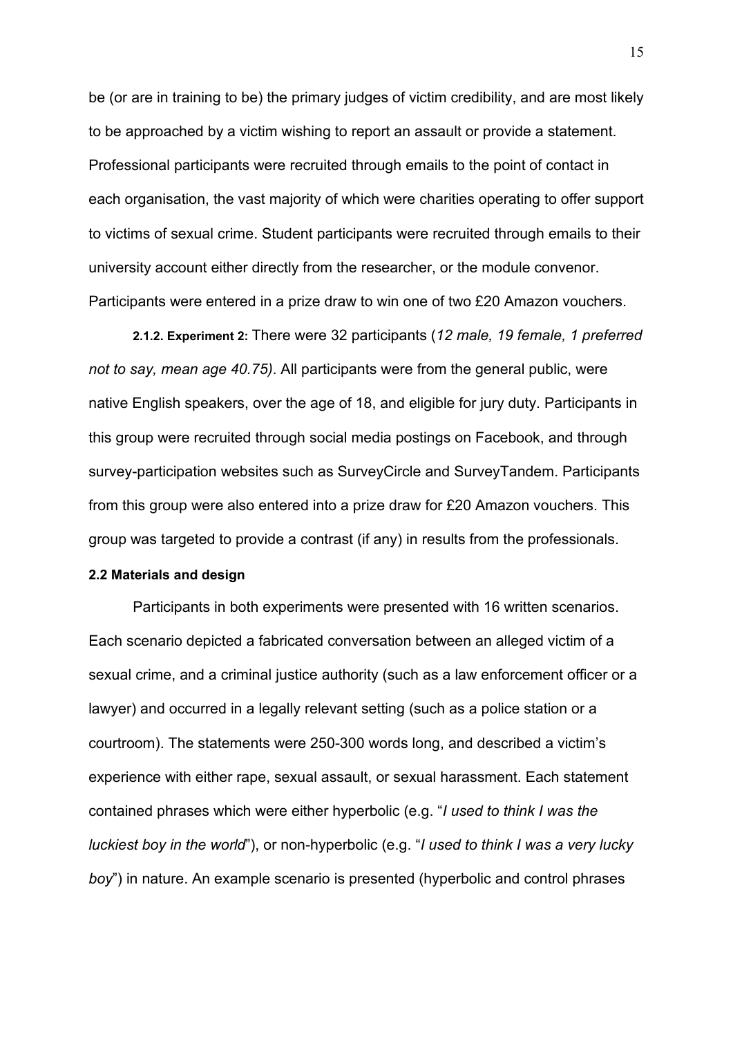be (or are in training to be) the primary judges of victim credibility, and are most likely to be approached by a victim wishing to report an assault or provide a statement. Professional participants were recruited through emails to the point of contact in each organisation, the vast majority of which were charities operating to offer support to victims of sexual crime. Student participants were recruited through emails to their university account either directly from the researcher, or the module convenor. Participants were entered in a prize draw to win one of two £20 Amazon vouchers.

**2.1.2. Experiment 2:** There were 32 participants (*12 male, 19 female, 1 preferred not to say, mean age 40.75)*. All participants were from the general public, were native English speakers, over the age of 18, and eligible for jury duty. Participants in this group were recruited through social media postings on Facebook, and through survey-participation websites such as SurveyCircle and SurveyTandem. Participants from this group were also entered into a prize draw for £20 Amazon vouchers. This group was targeted to provide a contrast (if any) in results from the professionals.

**2.2 Materials and design**

Participants in both experiments were presented with 16 written scenarios. Each scenario depicted a fabricated conversation between an alleged victim of a sexual crime, and a criminal justice authority (such as a law enforcement officer or a lawyer) and occurred in a legally relevant setting (such as a police station or a courtroom). The statements were 250-300 words long, and described a victim's experience with either rape, sexual assault, or sexual harassment. Each statement contained phrases which were either hyperbolic (e.g. "*I used to think I was the luckiest boy in the world*"), or non-hyperbolic (e.g. "*I used to think I was a very lucky boy*") in nature. An example scenario is presented (hyperbolic and control phrases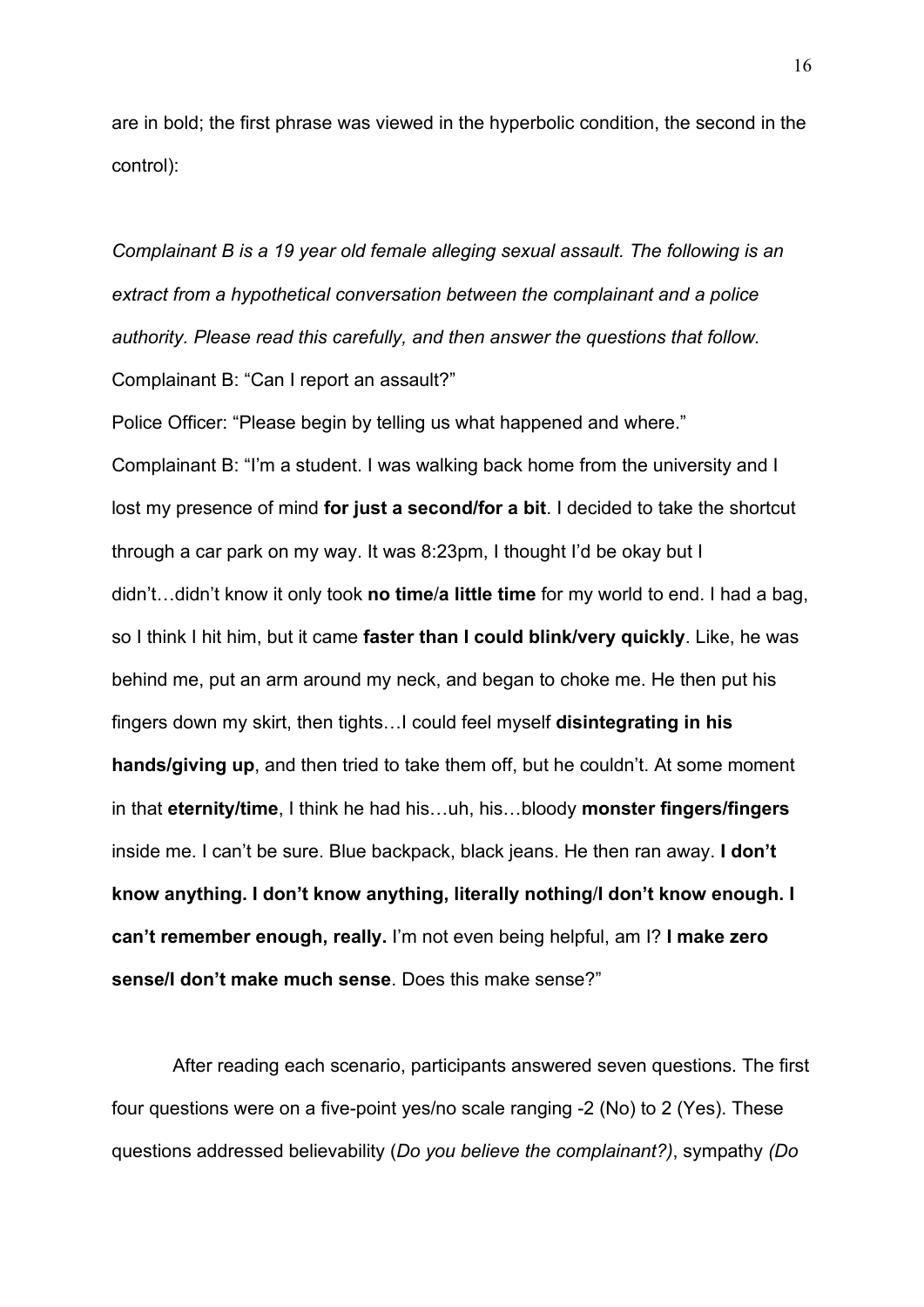are in bold; the first phrase was viewed in the hyperbolic condition, the second in the control):

*Complainant B is a 19 year old female alleging sexual assault. The following is an extract from a hypothetical conversation between the complainant and a police authority. Please read this carefully, and then answer the questions that follow.*

Complainant B: "Can I report an assault?"

Police Officer: "Please begin by telling us what happened and where."

Complainant B: "I'm a student. I was walking back home from the university and I lost my presence of mind **for just a second/for a bit**. I decided to take the shortcut through a car park on my way. It was 8:23pm, I thought I'd be okay but I didn't…didn't know it only took **no time/a little time** for my world to end. I had a bag, so I think I hit him, but it came **faster than I could blink/very quickly**. Like, he was behind me, put an arm around my neck, and began to choke me. He then put his fingers down my skirt, then tights…I could feel myself **disintegrating in his hands/giving up**, and then tried to take them off, but he couldn't. At some moment in that **eternity/time**, I think he had his…uh, his…bloody **monster fingers/fingers** inside me. I can't be sure. Blue backpack, black jeans. He then ran away. **I don't know anything. I don't know anything, literally nothing/I don't know enough. I can't remember enough, really.** I'm not even being helpful, am I? **I make zero sense/I don't make much sense**. Does this make sense?"

After reading each scenario, participants answered seven questions. The first four questions were on a five-point yes/no scale ranging -2 (No) to 2 (Yes). These questions addressed believability (*Do you believe the complainant?)*, sympathy *(Do*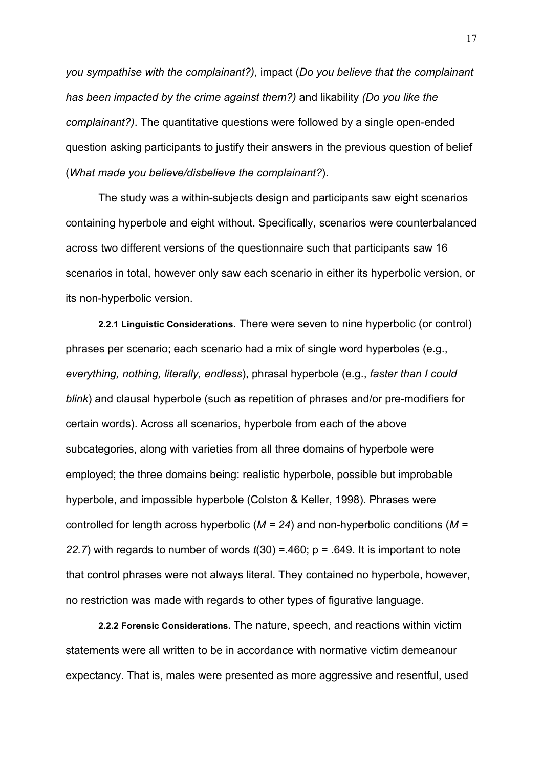*you sympathise with the complainant?)*, impact (*Do you believe that the complainant has been impacted by the crime against them?)* and likability *(Do you like the complainant?)*. The quantitative questions were followed by a single open-ended question asking participants to justify their answers in the previous question of belief (*What made you believe/disbelieve the complainant?*).

The study was a within-subjects design and participants saw eight scenarios containing hyperbole and eight without. Specifically, scenarios were counterbalanced across two different versions of the questionnaire such that participants saw 16 scenarios in total, however only saw each scenario in either its hyperbolic version, or its non-hyperbolic version.

**2.2.1 Linguistic Considerations**. There were seven to nine hyperbolic (or control) phrases per scenario; each scenario had a mix of single word hyperboles (e.g., *everything, nothing, literally, endless*), phrasal hyperbole (e.g., *faster than I could blink*) and clausal hyperbole (such as repetition of phrases and/or pre-modifiers for certain words). Across all scenarios, hyperbole from each of the above subcategories, along with varieties from all three domains of hyperbole were employed; the three domains being: realistic hyperbole, possible but improbable hyperbole, and impossible hyperbole (Colston & Keller, 1998). Phrases were controlled for length across hyperbolic ($M = 24$) and non-hyperbolic conditions ($M = 22.7$) with regards to number of words $t(30) = .460$; $p = .649$. It is important to note that control phrases were not always literal. They contained no hyperbole, however, no restriction was made with regards to other types of figurative language.

**2.2.2 Forensic Considerations.** The nature, speech, and reactions within victim statements were all written to be in accordance with normative victim demeanour expectancy. That is, males were presented as more aggressive and resentful, used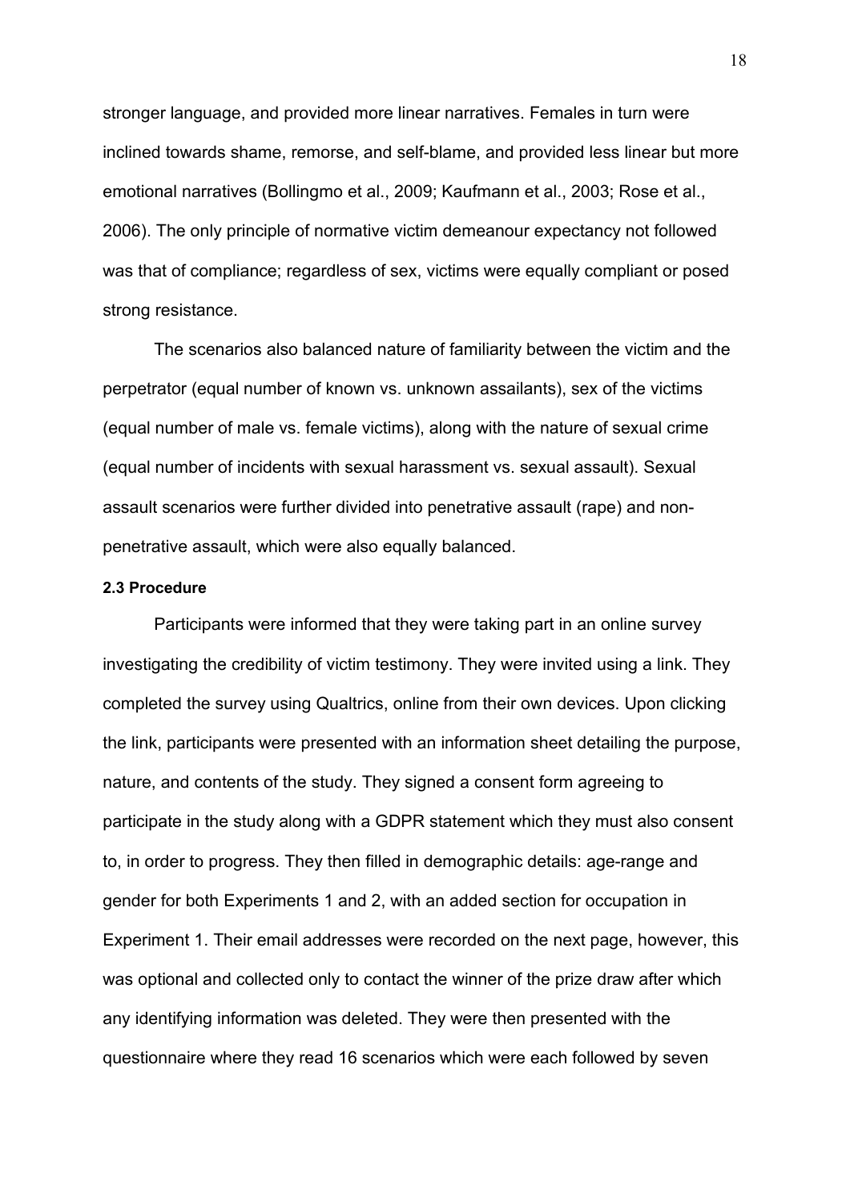stronger language, and provided more linear narratives. Females in turn were inclined towards shame, remorse, and self-blame, and provided less linear but more emotional narratives (Bollingmo et al., 2009; Kaufmann et al., 2003; Rose et al., 2006). The only principle of normative victim demeanour expectancy not followed was that of compliance; regardless of sex, victims were equally compliant or posed strong resistance.

The scenarios also balanced nature of familiarity between the victim and the perpetrator (equal number of known vs. unknown assailants), sex of the victims (equal number of male vs. female victims), along with the nature of sexual crime (equal number of incidents with sexual harassment vs. sexual assault). Sexual assault scenarios were further divided into penetrative assault (rape) and non-penetrative assault, which were also equally balanced.

### 2.3 Procedure

Participants were informed that they were taking part in an online survey investigating the credibility of victim testimony. They were invited using a link. They completed the survey using Qualtrics, online from their own devices. Upon clicking the link, participants were presented with an information sheet detailing the purpose, nature, and contents of the study. They signed a consent form agreeing to participate in the study along with a GDPR statement which they must also consent to, in order to progress. They then filled in demographic details: age-range and gender for both Experiments 1 and 2, with an added section for occupation in Experiment 1. Their email addresses were recorded on the next page, however, this was optional and collected only to contact the winner of the prize draw after which any identifying information was deleted. They were then presented with the questionnaire where they read 16 scenarios which were each followed by seven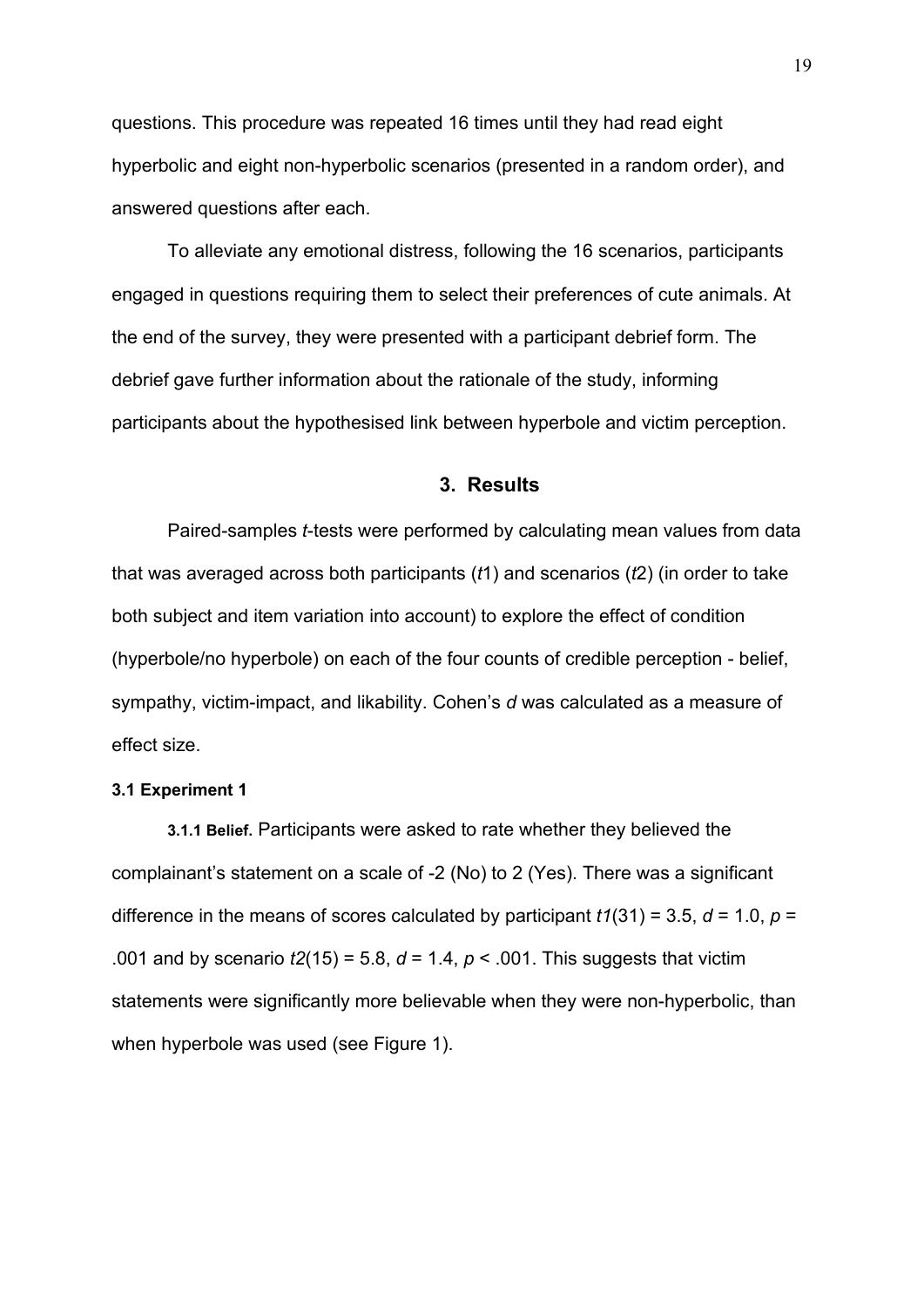questions. This procedure was repeated 16 times until they had read eight hyperbolic and eight non-hyperbolic scenarios (presented in a random order), and answered questions after each.

To alleviate any emotional distress, following the 16 scenarios, participants engaged in questions requiring them to select their preferences of cute animals. At the end of the survey, they were presented with a participant debrief form. The debrief gave further information about the rationale of the study, informing participants about the hypothesised link between hyperbole and victim perception.

## 3. Results

Paired-samples *t*-tests were performed by calculating mean values from data that was averaged across both participants ($t1$) and scenarios ($t2$) (in order to take both subject and item variation into account) to explore the effect of condition (hyperbole/no hyperbole) on each of the four counts of credible perception - belief, sympathy, victim-impact, and likability. Cohen's *d* was calculated as a measure of effect size.

### 3.1 Experiment 1

**3.1.1 Belief.** Participants were asked to rate whether they believed the complainant's statement on a scale of -2 (No) to 2 (Yes). There was a significant difference in the means of scores calculated by participant $t1(31) = 3.5$, $d = 1.0$, $p = .001$ and by scenario $t2(15) = 5.8$, $d = 1.4$, $p < .001$. This suggests that victim statements were significantly more believable when they were non-hyperbolic, than when hyperbole was used (see Figure 1).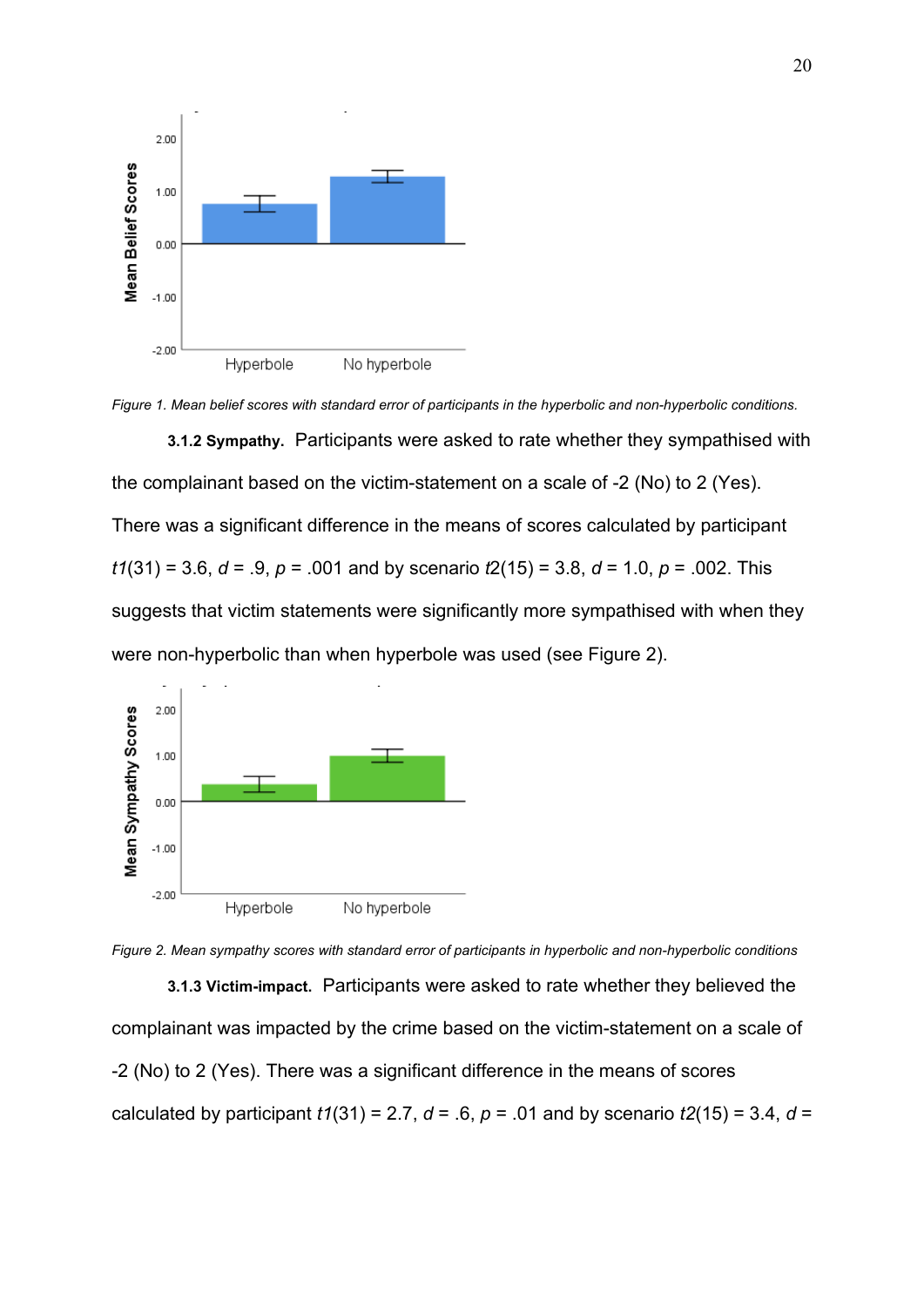*Figure 1.* *Mean belief scores with standard error of participants in the hyperbolic and non-hyperbolic conditions.*

**3.1.2 Sympathy.** Participants were asked to rate whether they sympathised with the complainant based on the victim-statement on a scale of -2 (No) to 2 (Yes). There was a significant difference in the means of scores calculated by participant $t1(31) = 3.6$, $d = .9$, $p = .001$ and by scenario $t2(15) = 3.8$, $d = 1.0$, $p = .002$. This suggests that victim statements were significantly more sympathised with when they were non-hyperbolic than when hyperbole was used (see Figure 2).

*Figure 2.* *Mean sympathy scores with standard error of participants in hyperbolic and non-hyperbolic conditions*

**3.1.3 Victim-impact.** Participants were asked to rate whether they believed the complainant was impacted by the crime based on the victim-statement on a scale of -2 (No) to 2 (Yes). There was a significant difference in the means of scores calculated by participant $t1(31) = 2.7$, $d = .6$, $p = .01$ and by scenario $t2(15) = 3.4$, $d =$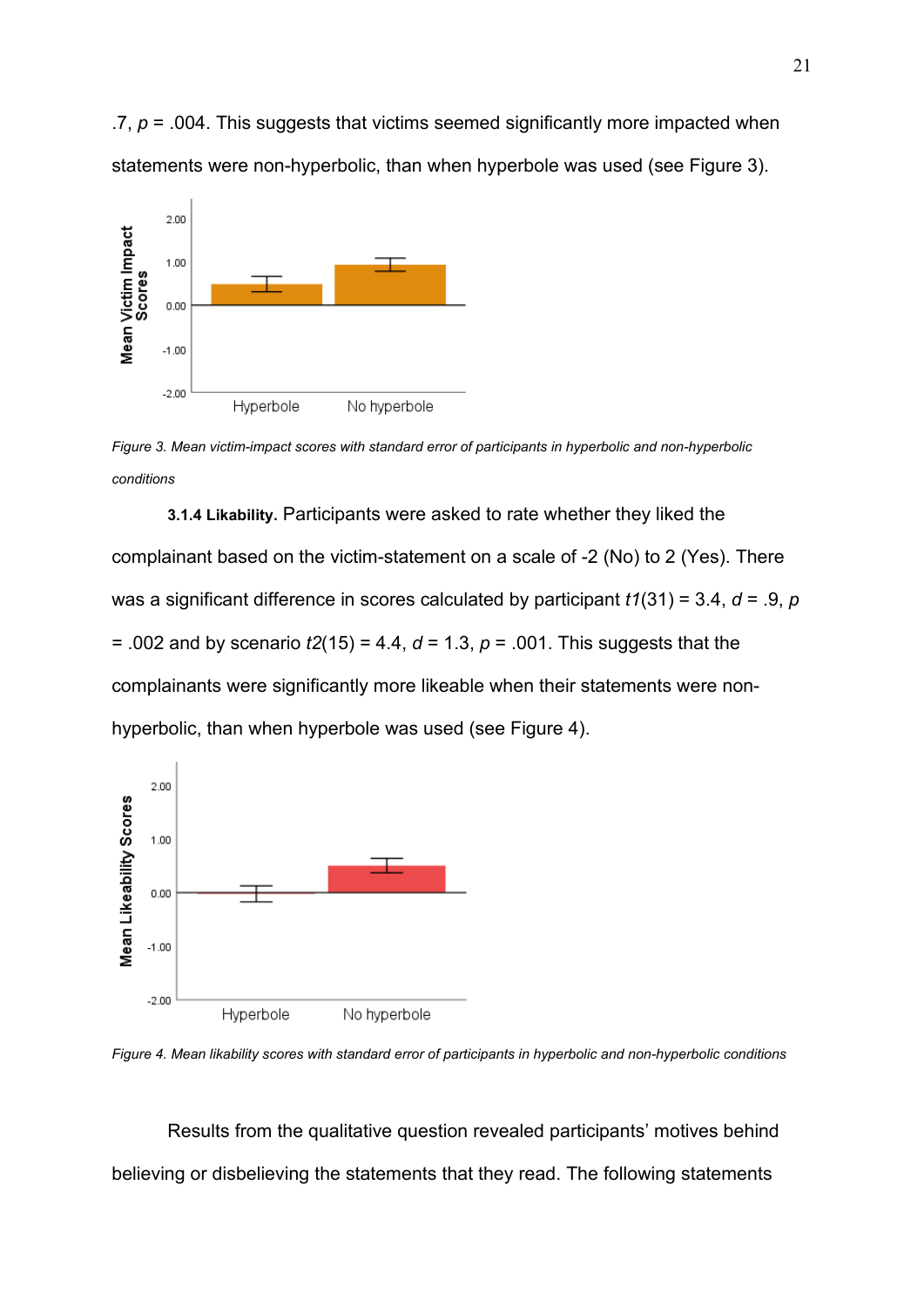.7, $p$ = .004. This suggests that victims seemed significantly more impacted when statements were non-hyperbolic, than when hyperbole was used (see Figure 3).

*Figure 3. Mean victim-impact scores with standard error of participants in hyperbolic and non-hyperbolic conditions*

**3.1.4 Likability.** Participants were asked to rate whether they liked the complainant based on the victim-statement on a scale of -2 (No) to 2 (Yes). There was a significant difference in scores calculated by participant $t1(31) = 3.4$, $d = .9$, $p = .002$ and by scenario $t2(15) = 4.4$, $d = 1.3$, $p = .001$. This suggests that the complainants were significantly more likeable when their statements were non-hyperbolic, than when hyperbole was used (see Figure 4).

*Figure 4. Mean likability scores with standard error of participants in hyperbolic and non-hyperbolic conditions*

Results from the qualitative question revealed participants' motives behind believing or disbelieving the statements that they read. The following statements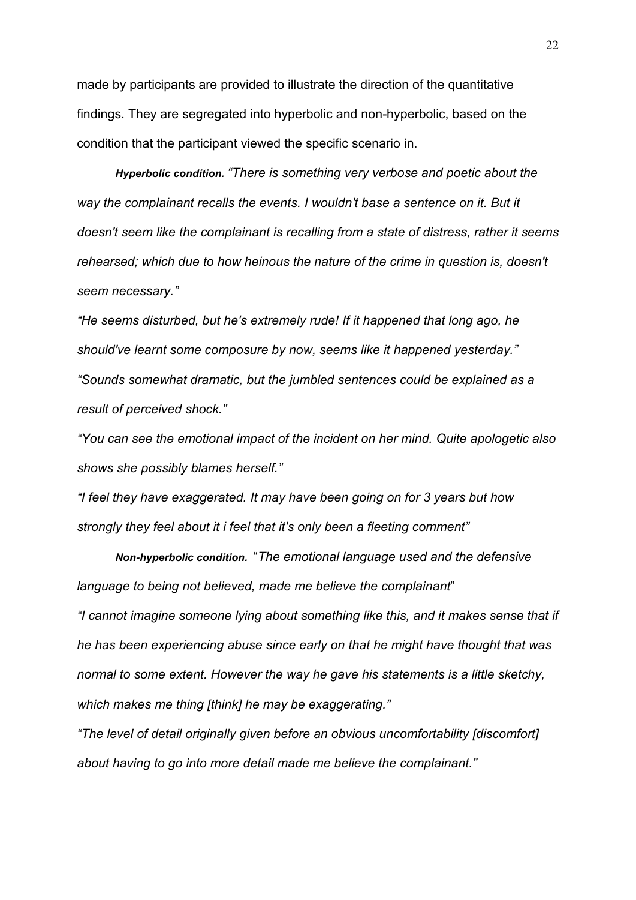made by participants are provided to illustrate the direction of the quantitative findings. They are segregated into hyperbolic and non-hyperbolic, based on the condition that the participant viewed the specific scenario in.

***Hyperbolic condition.*** *"There is something very verbose and poetic about the way the complainant recalls the events. I wouldn't base a sentence on it. But it doesn't seem like the complainant is recalling from a state of distress, rather it seems rehearsed; which due to how heinous the nature of the crime in question is, doesn't seem necessary."*

*"He seems disturbed, but he's extremely rude! If it happened that long ago, he should've learnt some composure by now, seems like it happened yesterday."*

*"Sounds somewhat dramatic, but the jumbled sentences could be explained as a result of perceived shock."*

*"You can see the emotional impact of the incident on her mind. Quite apologetic also shows she possibly blames herself."*

*"I feel they have exaggerated. It may have been going on for 3 years but how strongly they feel about it i feel that it's only been a fleeting comment"*

***Non-hyperbolic condition.*** "*The emotional language used and the defensive language to being not believed, made me believe the complainant*"

*"I cannot imagine someone lying about something like this, and it makes sense that if he has been experiencing abuse since early on that he might have thought that was normal to some extent. However the way he gave his statements is a little sketchy, which makes me thing [think] he may be exaggerating."*

*"The level of detail originally given before an obvious uncomfortability [discomfort] about having to go into more detail made me believe the complainant."*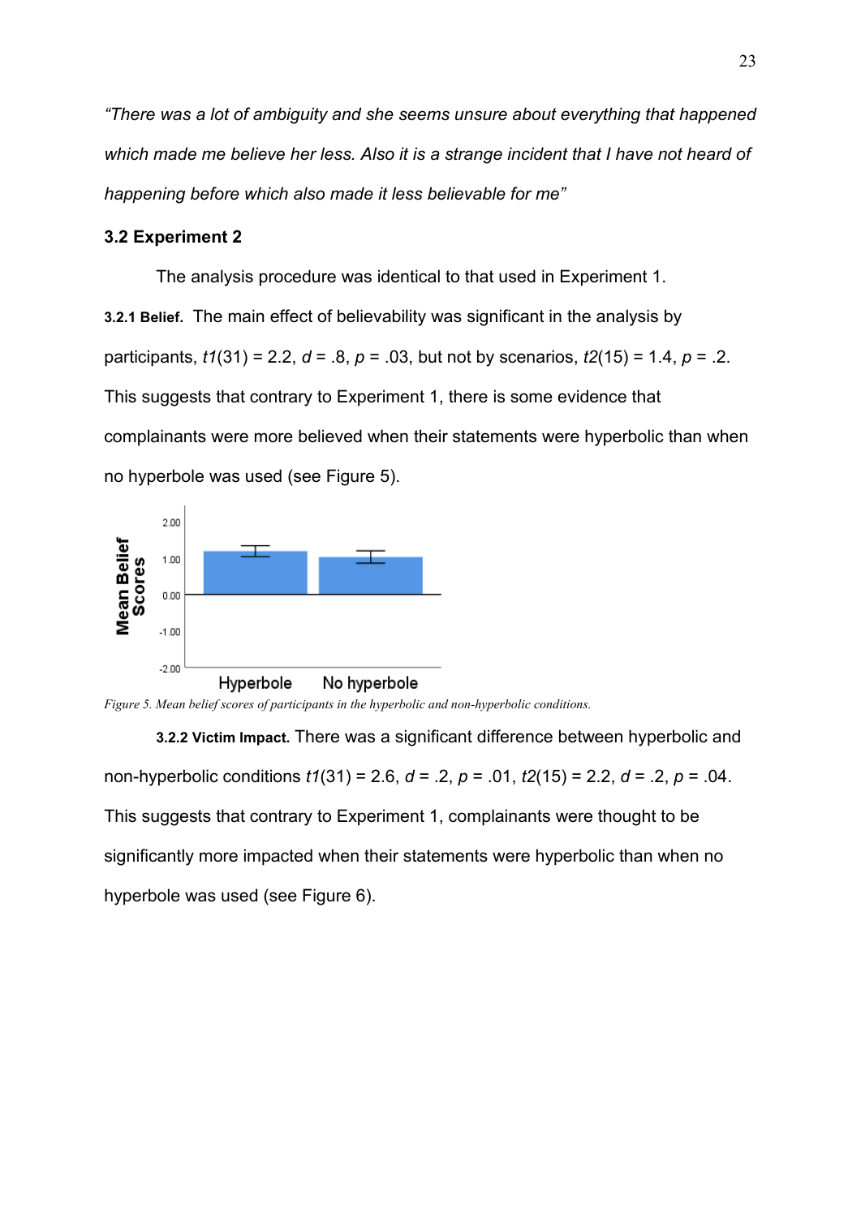*"There was a lot of ambiguity and she seems unsure about everything that happened which made me believe her less. Also it is a strange incident that I have not heard of happening before which also made it less believable for me"*

### 3.2 Experiment 2

The analysis procedure was identical to that used in Experiment 1.

**3.2.1 Belief.** The main effect of believability was significant in the analysis by participants, $t1(31) = 2.2$, $d = .8$, $p = .03$, but not by scenarios, $t2(15) = 1.4$, $p = .2$. This suggests that contrary to Experiment 1, there is some evidence that complainants were more believed when their statements were hyperbolic than when no hyperbole was used (see Figure 5).

*Figure 5. Mean belief scores of participants in the hyperbolic and non-hyperbolic conditions.*

**3.2.2 Victim Impact.** There was a significant difference between hyperbolic and non-hyperbolic conditions $t1(31) = 2.6$, $d = .2$, $p = .01$, $t2(15) = 2.2$, $d = .2$, $p = .04$. This suggests that contrary to Experiment 1, complainants were thought to be significantly more impacted when their statements were hyperbolic than when no hyperbole was used (see Figure 6).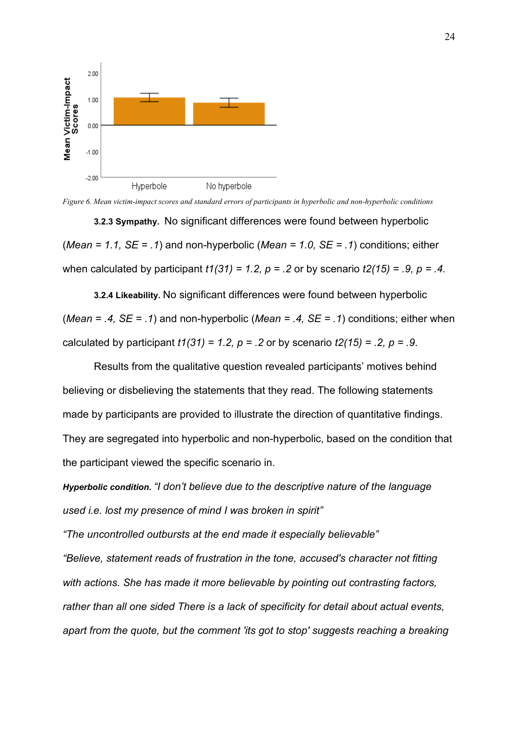*Figure 6.* Mean victim-impact scores and standard errors of participants in hyperbolic and non-hyperbolic conditions

**3.2.3 Sympathy.** No significant differences were found between hyperbolic (*Mean = 1.1, SE = .1*) and non-hyperbolic (*Mean = 1.0, SE = .1*) conditions; either when calculated by participant $t1(31) = 1.2, p = .2$ or by scenario $t2(15) = .9, p = .4$.

**3.2.4 Likeability.** No significant differences were found between hyperbolic (*Mean = .4, SE = .1*) and non-hyperbolic (*Mean = .4, SE = .1*) conditions; either when calculated by participant $t1(31) = 1.2, p = .2$ or by scenario $t2(15) = .2, p = .9$.

Results from the qualitative question revealed participants' motives behind believing or disbelieving the statements that they read. The following statements made by participants are provided to illustrate the direction of quantitative findings. They are segregated into hyperbolic and non-hyperbolic, based on the condition that the participant viewed the specific scenario in.

***Hyperbolic condition.*** *"I don't believe due to the descriptive nature of the language used i.e. lost my presence of mind I was broken in spirit"*

*"The uncontrolled outbursts at the end made it especially believable"*

*"Believe, statement reads of frustration in the tone, accused's character not fitting with actions. She has made it more believable by pointing out contrasting factors, rather than all one sided There is a lack of specificity for detail about actual events, apart from the quote, but the comment 'its got to stop' suggests reaching a breaking*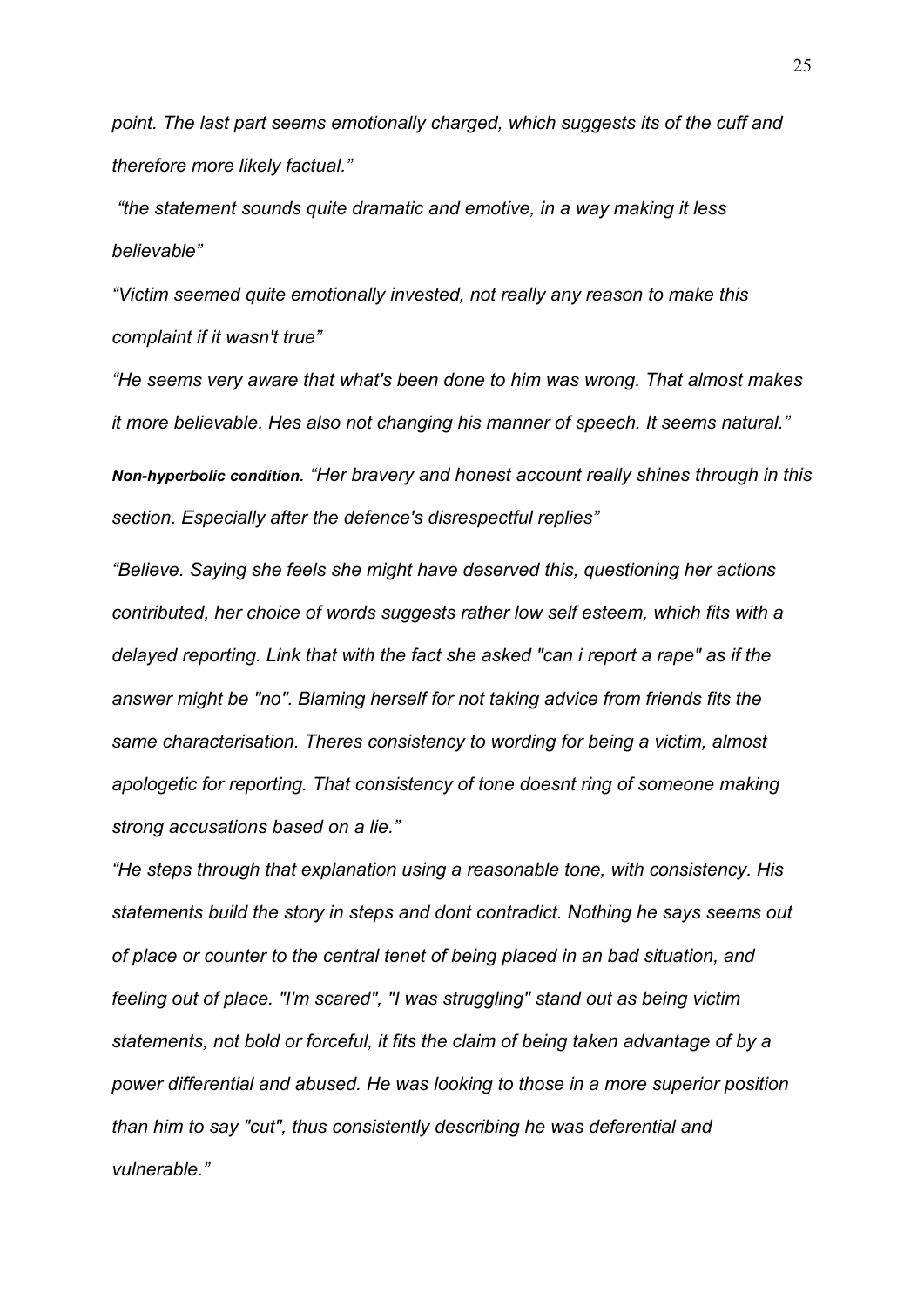*point. The last part seems emotionally charged, which suggests its of the cuff and therefore more likely factual."*

*"the statement sounds quite dramatic and emotive, in a way making it less believable"*

*"Victim seemed quite emotionally invested, not really any reason to make this complaint if it wasn't true"*

*"He seems very aware that what's been done to him was wrong. That almost makes it more believable. Hes also not changing his manner of speech. It seems natural."*

***Non-hyperbolic condition.*** *"Her bravery and honest account really shines through in this section. Especially after the defence's disrespectful replies"*

*"Believe. Saying she feels she might have deserved this, questioning her actions contributed, her choice of words suggests rather low self esteem, which fits with a delayed reporting. Link that with the fact she asked "can i report a rape" as if the answer might be "no". Blaming herself for not taking advice from friends fits the same characterisation. Theres consistency to wording for being a victim, almost apologetic for reporting. That consistency of tone doesnt ring of someone making strong accusations based on a lie."*

*"He steps through that explanation using a reasonable tone, with consistency. His statements build the story in steps and dont contradict. Nothing he says seems out of place or counter to the central tenet of being placed in an bad situation, and feeling out of place. "I'm scared", "I was struggling" stand out as being victim statements, not bold or forceful, it fits the claim of being taken advantage of by a power differential and abused. He was looking to those in a more superior position than him to say "cut", thus consistently describing he was deferential and vulnerable."*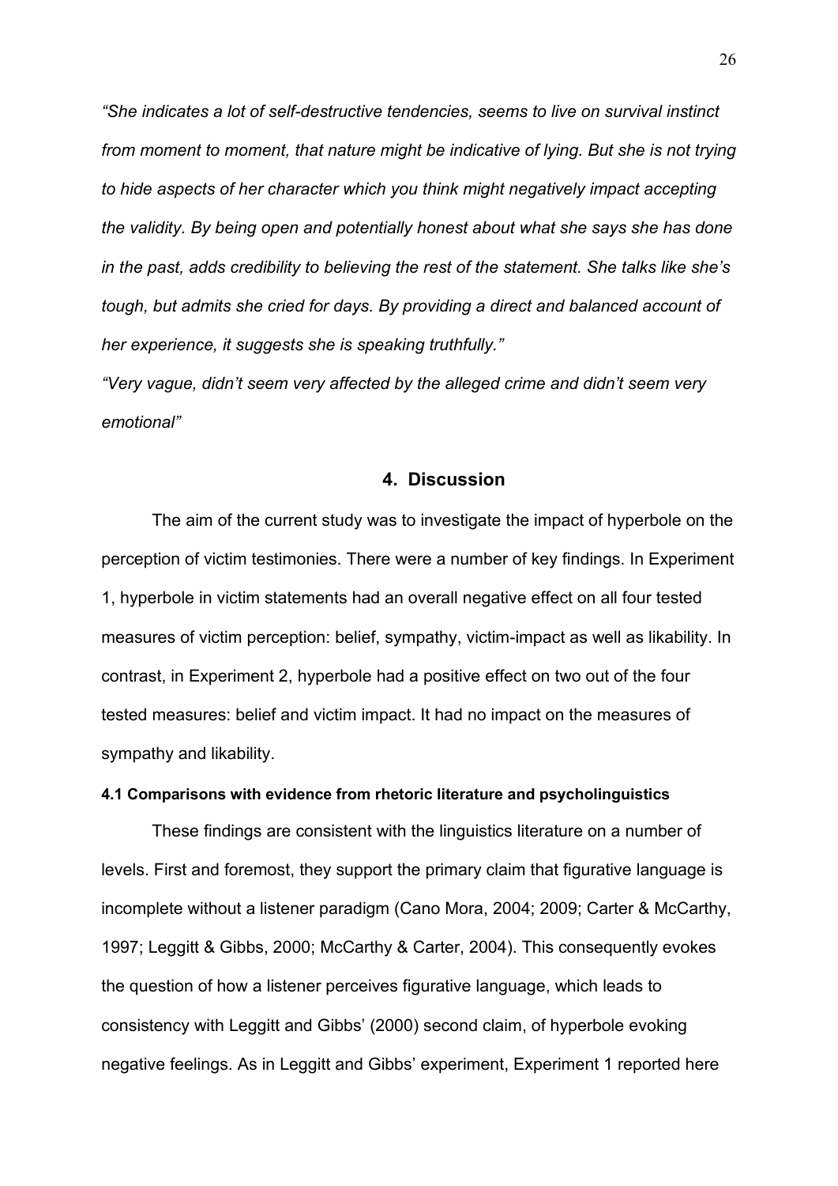*"She indicates a lot of self-destructive tendencies, seems to live on survival instinct from moment to moment, that nature might be indicative of lying. But she is not trying to hide aspects of her character which you think might negatively impact accepting the validity. By being open and potentially honest about what she says she has done in the past, adds credibility to believing the rest of the statement. She talks like she's tough, but admits she cried for days. By providing a direct and balanced account of her experience, it suggests she is speaking truthfully."*

*"Very vague, didn't seem very affected by the alleged crime and didn't seem very emotional"*

## 4. Discussion

The aim of the current study was to investigate the impact of hyperbole on the perception of victim testimonies. There were a number of key findings. In Experiment 1, hyperbole in victim statements had an overall negative effect on all four tested measures of victim perception: belief, sympathy, victim-impact as well as likability. In contrast, in Experiment 2, hyperbole had a positive effect on two out of the four tested measures: belief and victim impact. It had no impact on the measures of sympathy and likability.

#### 4.1 Comparisons with evidence from rhetoric literature and psycholinguistics

These findings are consistent with the linguistics literature on a number of levels. First and foremost, they support the primary claim that figurative language is incomplete without a listener paradigm (Cano Mora, 2004; 2009; Carter & McCarthy, 1997; Leggitt & Gibbs, 2000; McCarthy & Carter, 2004). This consequently evokes the question of how a listener perceives figurative language, which leads to consistency with Leggitt and Gibbs' (2000) second claim, of hyperbole evoking negative feelings. As in Leggitt and Gibbs' experiment, Experiment 1 reported here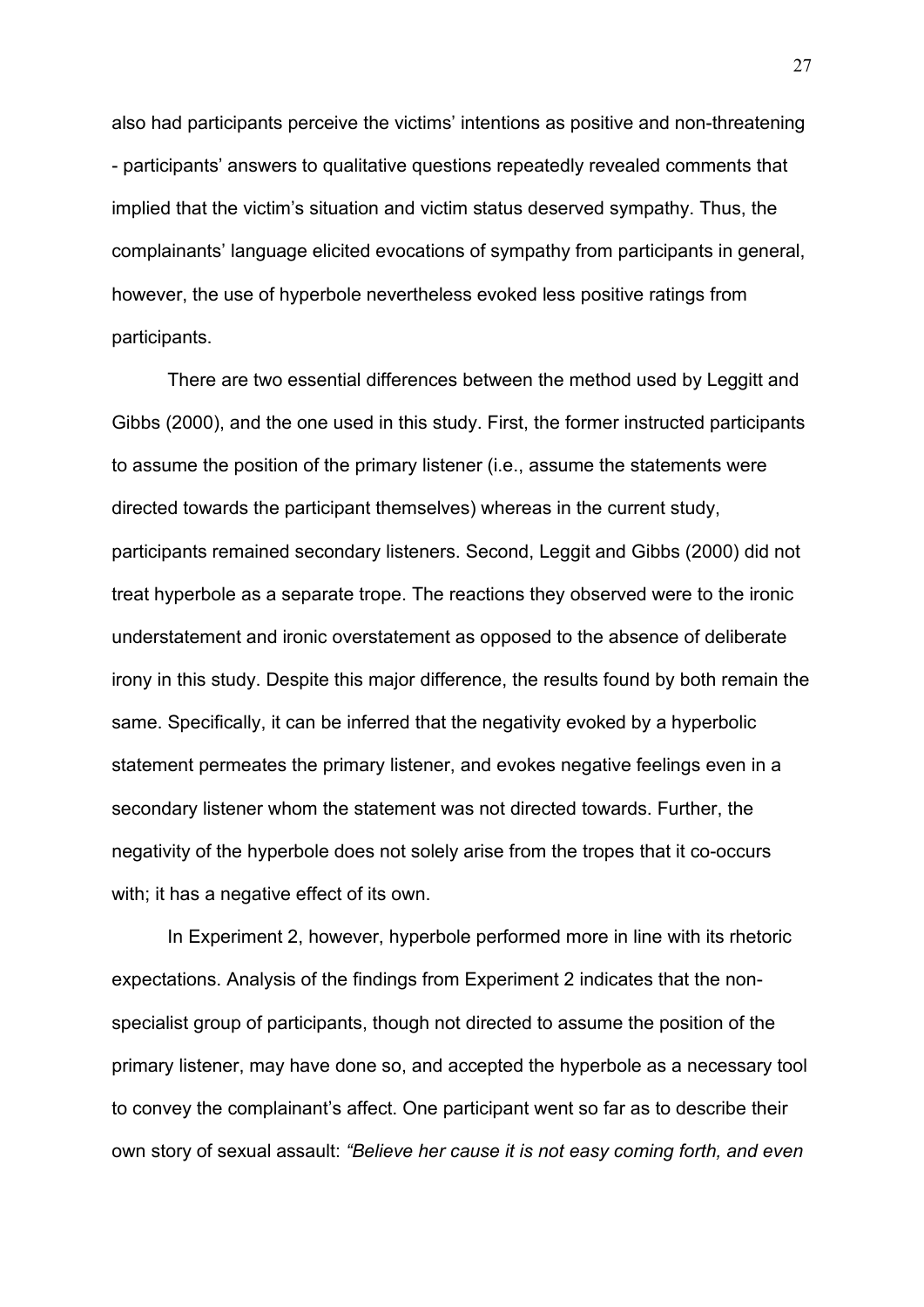also had participants perceive the victims' intentions as positive and non-threatening - participants' answers to qualitative questions repeatedly revealed comments that implied that the victim's situation and victim status deserved sympathy. Thus, the complainants' language elicited evocations of sympathy from participants in general, however, the use of hyperbole nevertheless evoked less positive ratings from participants.

There are two essential differences between the method used by Leggitt and Gibbs (2000), and the one used in this study. First, the former instructed participants to assume the position of the primary listener (i.e., assume the statements were directed towards the participant themselves) whereas in the current study, participants remained secondary listeners. Second, Leggit and Gibbs (2000) did not treat hyperbole as a separate trope. The reactions they observed were to the ironic understatement and ironic overstatement as opposed to the absence of deliberate irony in this study. Despite this major difference, the results found by both remain the same. Specifically, it can be inferred that the negativity evoked by a hyperbolic statement permeates the primary listener, and evokes negative feelings even in a secondary listener whom the statement was not directed towards. Further, the negativity of the hyperbole does not solely arise from the tropes that it co-occurs with; it has a negative effect of its own.

In Experiment 2, however, hyperbole performed more in line with its rhetoric expectations. Analysis of the findings from Experiment 2 indicates that the non-specialist group of participants, though not directed to assume the position of the primary listener, may have done so, and accepted the hyperbole as a necessary tool to convey the complainant's affect. One participant went so far as to describe their own story of sexual assault: *"Believe her cause it is not easy coming forth, and even*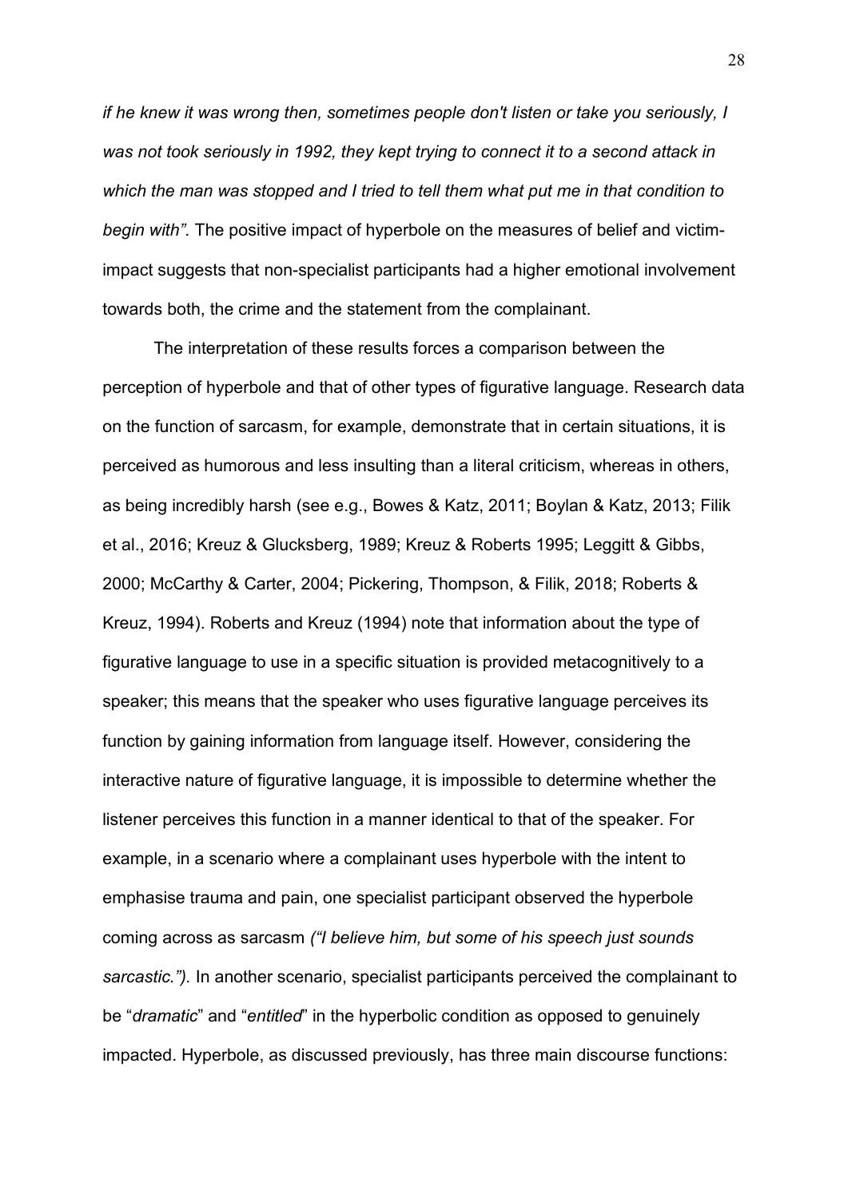*if he knew it was wrong then, sometimes people don't listen or take you seriously, I was not took seriously in 1992, they kept trying to connect it to a second attack in which the man was stopped and I tried to tell them what put me in that condition to begin with".* The positive impact of hyperbole on the measures of belief and victim-impact suggests that non-specialist participants had a higher emotional involvement towards both, the crime and the statement from the complainant.

The interpretation of these results forces a comparison between the perception of hyperbole and that of other types of figurative language. Research data on the function of sarcasm, for example, demonstrate that in certain situations, it is perceived as humorous and less insulting than a literal criticism, whereas in others, as being incredibly harsh (see e.g., Bowes & Katz, 2011; Boylan & Katz, 2013; Filik et al., 2016; Kreuz & Glucksberg, 1989; Kreuz & Roberts 1995; Leggitt & Gibbs, 2000; McCarthy & Carter, 2004; Pickering, Thompson, & Filik, 2018; Roberts & Kreuz, 1994). Roberts and Kreuz (1994) note that information about the type of figurative language to use in a specific situation is provided metacognitively to a speaker; this means that the speaker who uses figurative language perceives its function by gaining information from language itself. However, considering the interactive nature of figurative language, it is impossible to determine whether the listener perceives this function in a manner identical to that of the speaker. For example, in a scenario where a complainant uses hyperbole with the intent to emphasise trauma and pain, one specialist participant observed the hyperbole coming across as sarcasm *("I believe him, but some of his speech just sounds sarcastic.").* In another scenario, specialist participants perceived the complainant to be "*dramatic*" and "*entitled*" in the hyperbolic condition as opposed to genuinely impacted. Hyperbole, as discussed previously, has three main discourse functions: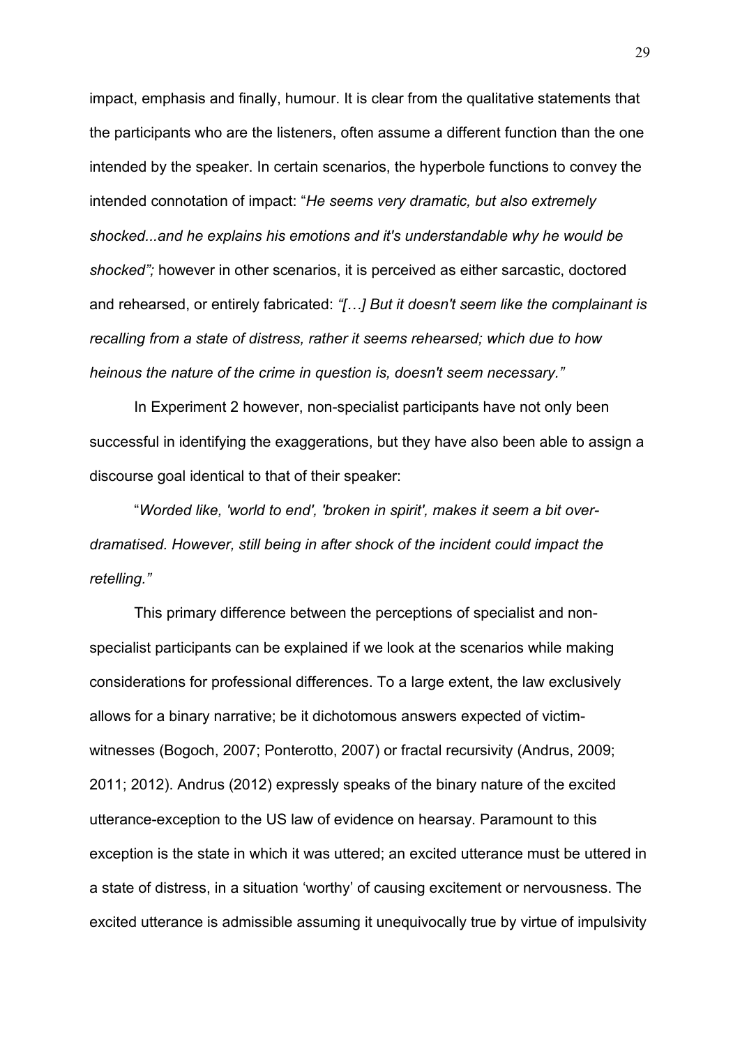impact, emphasis and finally, humour. It is clear from the qualitative statements that the participants who are the listeners, often assume a different function than the one intended by the speaker. In certain scenarios, the hyperbole functions to convey the intended connotation of impact: "*He seems very dramatic, but also extremely shocked...and he explains his emotions and it's understandable why he would be shocked";* however in other scenarios, it is perceived as either sarcastic, doctored and rehearsed, or entirely fabricated: *"[…] But it doesn't seem like the complainant is recalling from a state of distress, rather it seems rehearsed; which due to how heinous the nature of the crime in question is, doesn't seem necessary."*

In Experiment 2 however, non-specialist participants have not only been successful in identifying the exaggerations, but they have also been able to assign a discourse goal identical to that of their speaker:

"*Worded like, 'world to end', 'broken in spirit', makes it seem a bit over-dramatised. However, still being in after shock of the incident could impact the retelling."*

This primary difference between the perceptions of specialist and non-specialist participants can be explained if we look at the scenarios while making considerations for professional differences. To a large extent, the law exclusively allows for a binary narrative; be it dichotomous answers expected of victim-witnesses (Bogoch, 2007; Ponterotto, 2007) or fractal recursivity (Andrus, 2009; 2011; 2012). Andrus (2012) expressly speaks of the binary nature of the excited utterance-exception to the US law of evidence on hearsay. Paramount to this exception is the state in which it was uttered; an excited utterance must be uttered in a state of distress, in a situation 'worthy' of causing excitement or nervousness. The excited utterance is admissible assuming it unequivocally true by virtue of impulsivity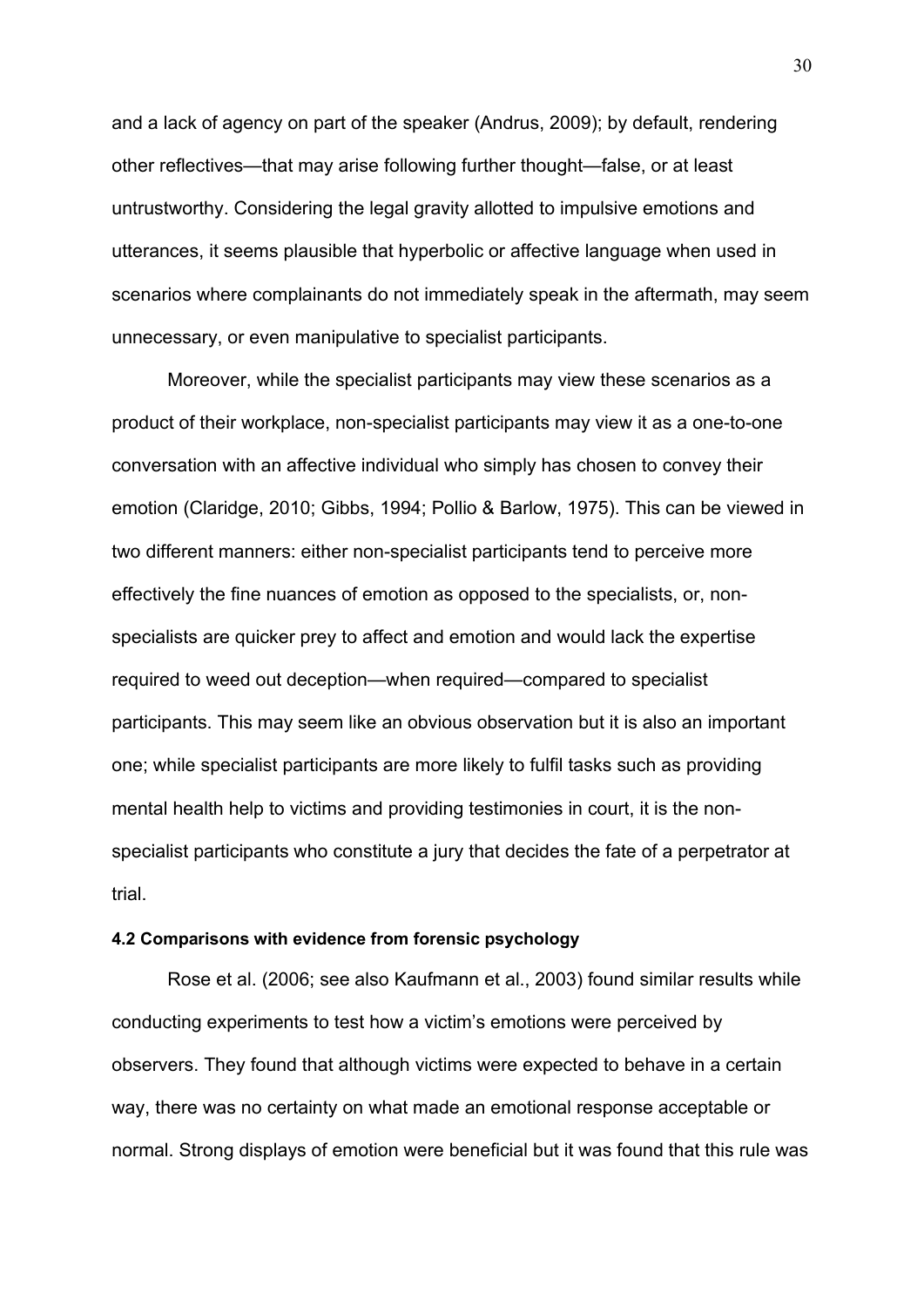and a lack of agency on part of the speaker (Andrus, 2009); by default, rendering other reflectives—that may arise following further thought—false, or at least untrustworthy. Considering the legal gravity allotted to impulsive emotions and utterances, it seems plausible that hyperbolic or affective language when used in scenarios where complainants do not immediately speak in the aftermath, may seem unnecessary, or even manipulative to specialist participants.

Moreover, while the specialist participants may view these scenarios as a product of their workplace, non-specialist participants may view it as a one-to-one conversation with an affective individual who simply has chosen to convey their emotion (Claridge, 2010; Gibbs, 1994; Pollio & Barlow, 1975). This can be viewed in two different manners: either non-specialist participants tend to perceive more effectively the fine nuances of emotion as opposed to the specialists, or, non-specialists are quicker prey to affect and emotion and would lack the expertise required to weed out deception—when required—compared to specialist participants. This may seem like an obvious observation but it is also an important one; while specialist participants are more likely to fulfil tasks such as providing mental health help to victims and providing testimonies in court, it is the non-specialist participants who constitute a jury that decides the fate of a perpetrator at trial.

#### 4.2 Comparisons with evidence from forensic psychology

Rose et al. (2006; see also Kaufmann et al., 2003) found similar results while conducting experiments to test how a victim's emotions were perceived by observers. They found that although victims were expected to behave in a certain way, there was no certainty on what made an emotional response acceptable or normal. Strong displays of emotion were beneficial but it was found that this rule was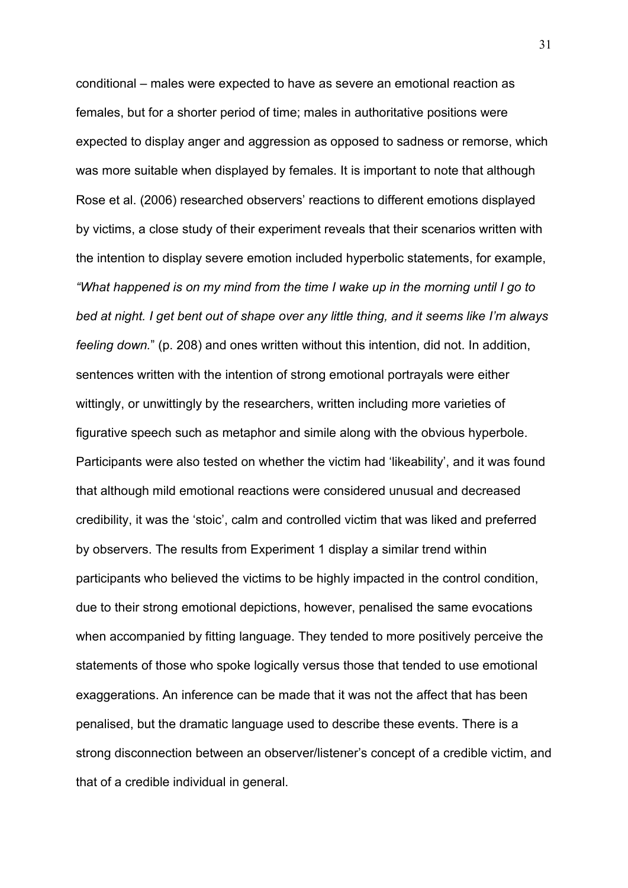conditional – males were expected to have as severe an emotional reaction as females, but for a shorter period of time; males in authoritative positions were expected to display anger and aggression as opposed to sadness or remorse, which was more suitable when displayed by females. It is important to note that although Rose et al. (2006) researched observers' reactions to different emotions displayed by victims, a close study of their experiment reveals that their scenarios written with the intention to display severe emotion included hyperbolic statements, for example, *"What happened is on my mind from the time I wake up in the morning until I go to bed at night. I get bent out of shape over any little thing, and it seems like I'm always feeling down.*" (p. 208) and ones written without this intention, did not. In addition, sentences written with the intention of strong emotional portrayals were either wittingly, or unwittingly by the researchers, written including more varieties of figurative speech such as metaphor and simile along with the obvious hyperbole. Participants were also tested on whether the victim had 'likeability', and it was found that although mild emotional reactions were considered unusual and decreased credibility, it was the 'stoic', calm and controlled victim that was liked and preferred by observers. The results from Experiment 1 display a similar trend within participants who believed the victims to be highly impacted in the control condition, due to their strong emotional depictions, however, penalised the same evocations when accompanied by fitting language. They tended to more positively perceive the statements of those who spoke logically versus those that tended to use emotional exaggerations. An inference can be made that it was not the affect that has been penalised, but the dramatic language used to describe these events. There is a strong disconnection between an observer/listener's concept of a credible victim, and that of a credible individual in general.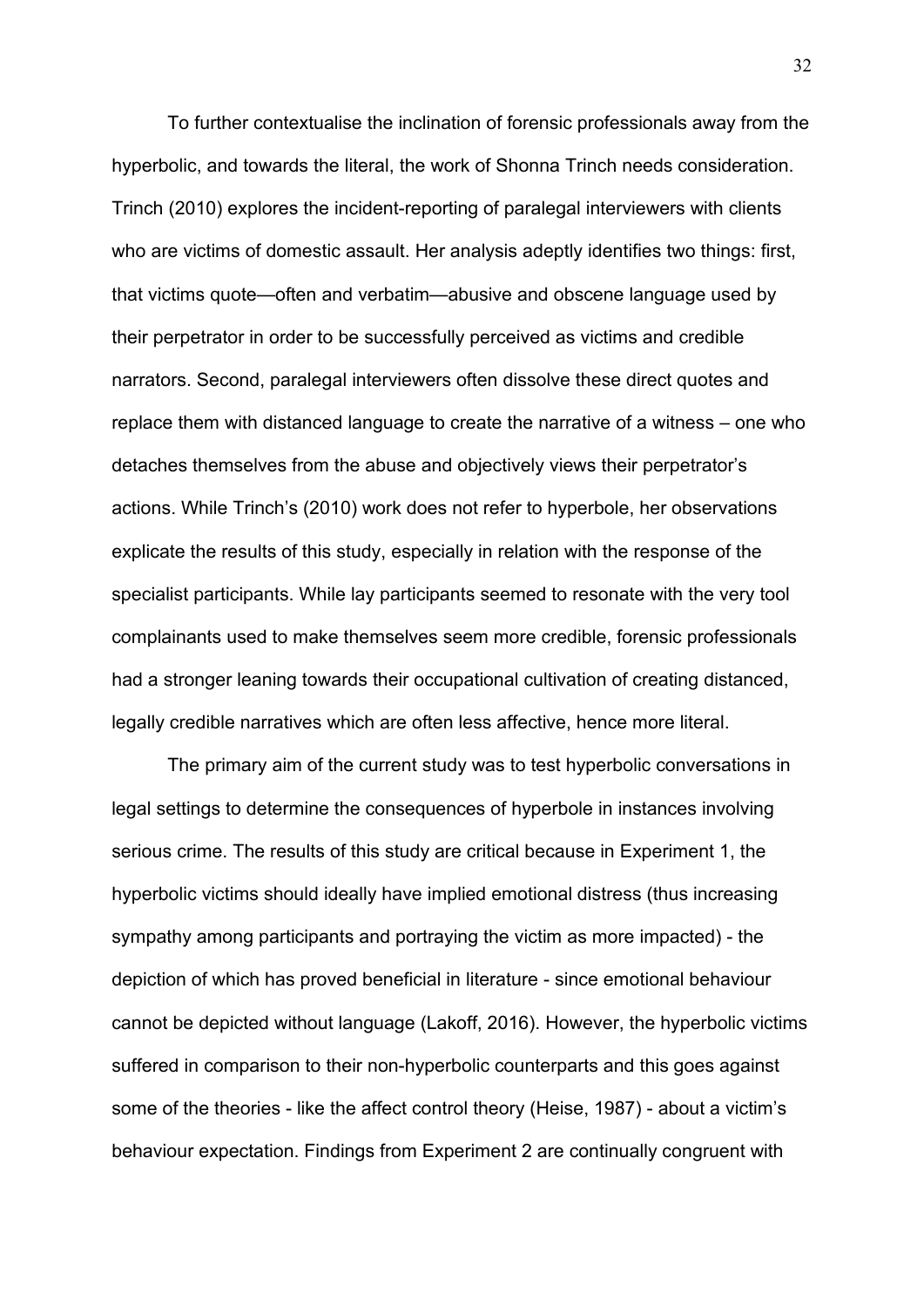To further contextualise the inclination of forensic professionals away from the hyperbolic, and towards the literal, the work of Shonna Trinch needs consideration. Trinch (2010) explores the incident-reporting of paralegal interviewers with clients who are victims of domestic assault. Her analysis adeptly identifies two things: first, that victims quote—often and verbatim—abusive and obscene language used by their perpetrator in order to be successfully perceived as victims and credible narrators. Second, paralegal interviewers often dissolve these direct quotes and replace them with distanced language to create the narrative of a witness – one who detaches themselves from the abuse and objectively views their perpetrator's actions. While Trinch's (2010) work does not refer to hyperbole, her observations explicate the results of this study, especially in relation with the response of the specialist participants. While lay participants seemed to resonate with the very tool complainants used to make themselves seem more credible, forensic professionals had a stronger leaning towards their occupational cultivation of creating distanced, legally credible narratives which are often less affective, hence more literal.

The primary aim of the current study was to test hyperbolic conversations in legal settings to determine the consequences of hyperbole in instances involving serious crime. The results of this study are critical because in Experiment 1, the hyperbolic victims should ideally have implied emotional distress (thus increasing sympathy among participants and portraying the victim as more impacted) - the depiction of which has proved beneficial in literature - since emotional behaviour cannot be depicted without language (Lakoff, 2016). However, the hyperbolic victims suffered in comparison to their non-hyperbolic counterparts and this goes against some of the theories - like the affect control theory (Heise, 1987) - about a victim's behaviour expectation. Findings from Experiment 2 are continually congruent with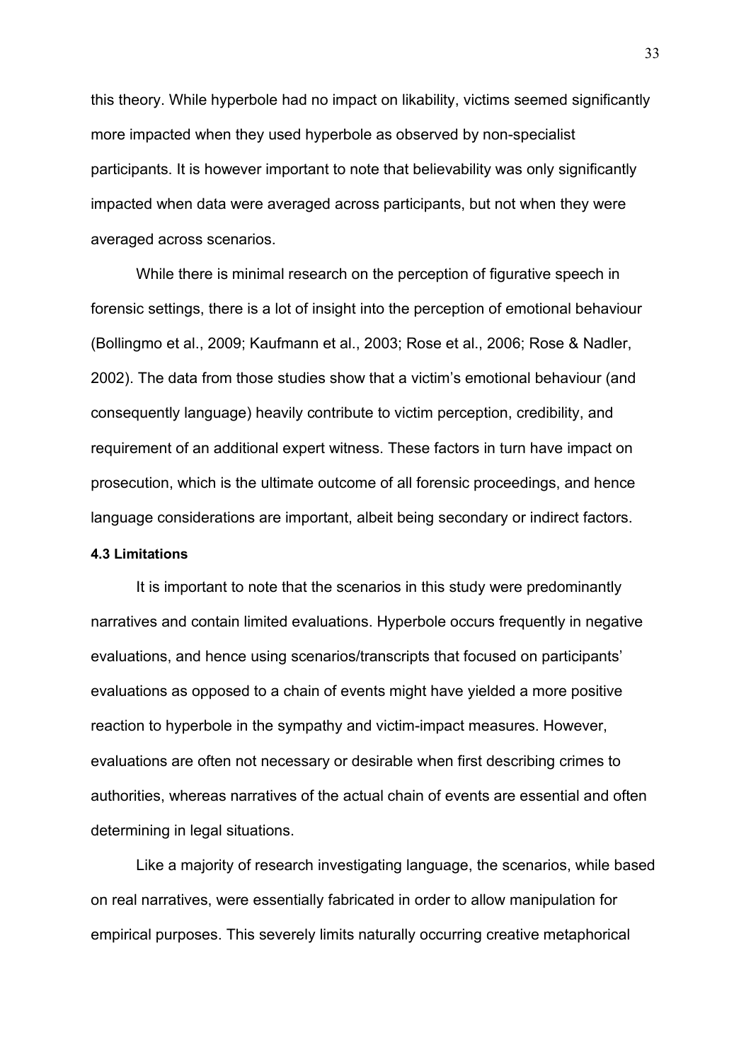this theory. While hyperbole had no impact on likability, victims seemed significantly more impacted when they used hyperbole as observed by non-specialist participants. It is however important to note that believability was only significantly impacted when data were averaged across participants, but not when they were averaged across scenarios.

While there is minimal research on the perception of figurative speech in forensic settings, there is a lot of insight into the perception of emotional behaviour (Bollingmo et al., 2009; Kaufmann et al., 2003; Rose et al., 2006; Rose & Nadler, 2002). The data from those studies show that a victim's emotional behaviour (and consequently language) heavily contribute to victim perception, credibility, and requirement of an additional expert witness. These factors in turn have impact on prosecution, which is the ultimate outcome of all forensic proceedings, and hence language considerations are important, albeit being secondary or indirect factors.

#### 4.3 Limitations

It is important to note that the scenarios in this study were predominantly narratives and contain limited evaluations. Hyperbole occurs frequently in negative evaluations, and hence using scenarios/transcripts that focused on participants' evaluations as opposed to a chain of events might have yielded a more positive reaction to hyperbole in the sympathy and victim-impact measures. However, evaluations are often not necessary or desirable when first describing crimes to authorities, whereas narratives of the actual chain of events are essential and often determining in legal situations.

Like a majority of research investigating language, the scenarios, while based on real narratives, were essentially fabricated in order to allow manipulation for empirical purposes. This severely limits naturally occurring creative metaphorical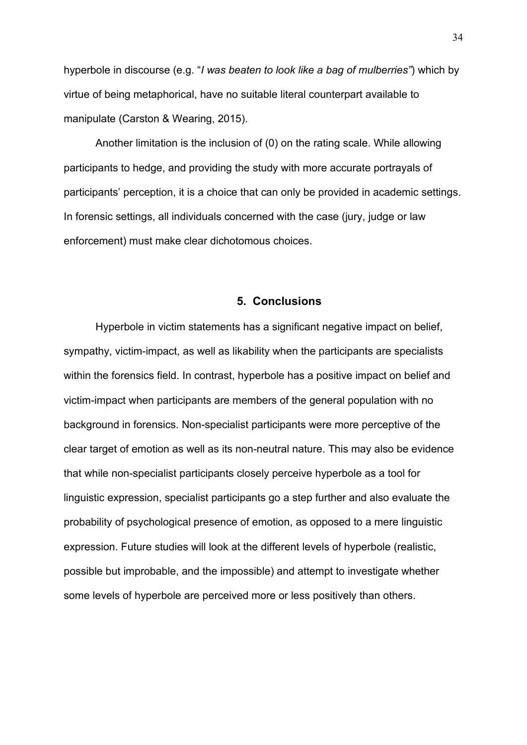hyperbole in discourse (e.g. "*I was beaten to look like a bag of mulberries"*) which by virtue of being metaphorical, have no suitable literal counterpart available to manipulate (Carston & Wearing, 2015).

Another limitation is the inclusion of (0) on the rating scale. While allowing participants to hedge, and providing the study with more accurate portrayals of participants' perception, it is a choice that can only be provided in academic settings. In forensic settings, all individuals concerned with the case (jury, judge or law enforcement) must make clear dichotomous choices.

## 5. Conclusions

Hyperbole in victim statements has a significant negative impact on belief, sympathy, victim-impact, as well as likability when the participants are specialists within the forensics field. In contrast, hyperbole has a positive impact on belief and victim-impact when participants are members of the general population with no background in forensics. Non-specialist participants were more perceptive of the clear target of emotion as well as its non-neutral nature. This may also be evidence that while non-specialist participants closely perceive hyperbole as a tool for linguistic expression, specialist participants go a step further and also evaluate the probability of psychological presence of emotion, as opposed to a mere linguistic expression. Future studies will look at the different levels of hyperbole (realistic, possible but improbable, and the impossible) and attempt to investigate whether some levels of hyperbole are perceived more or less positively than others.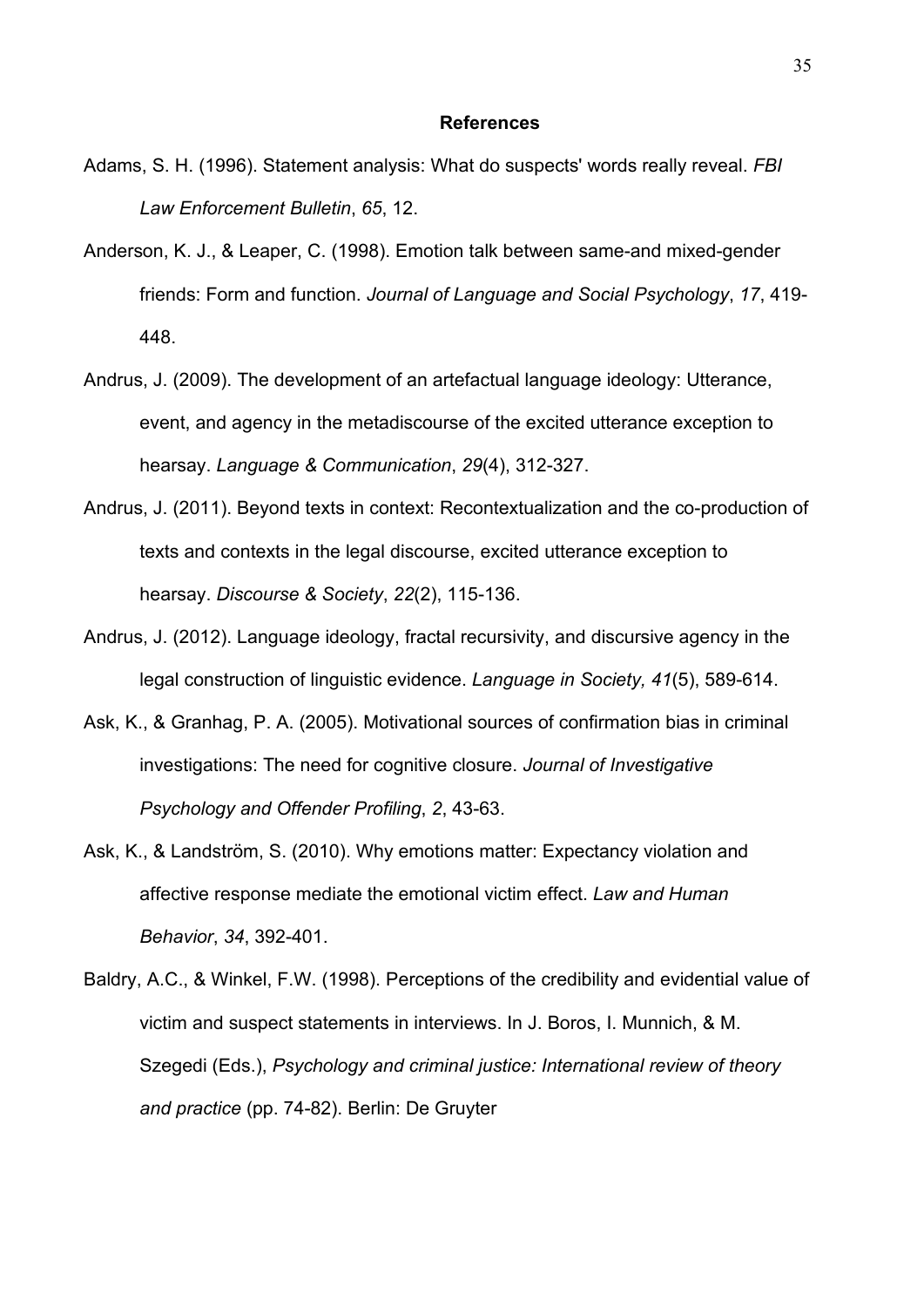## References

Adams, S. H. (1996). Statement analysis: What do suspects' words really reveal. *FBI Law Enforcement Bulletin*, *65*, 12.

Anderson, K. J., & Leaper, C. (1998). Emotion talk between same-and mixed-gender friends: Form and function. *Journal of Language and Social Psychology*, *17*, 419-448.

Andrus, J. (2009). The development of an artefactual language ideology: Utterance, event, and agency in the metadiscourse of the excited utterance exception to hearsay. *Language & Communication*, *29*(4), 312-327.

Andrus, J. (2011). Beyond texts in context: Recontextualization and the co-production of texts and contexts in the legal discourse, excited utterance exception to hearsay. *Discourse & Society*, *22*(2), 115-136.

Andrus, J. (2012). Language ideology, fractal recursivity, and discursive agency in the legal construction of linguistic evidence. *Language in Society, 41*(5), 589-614.

Ask, K., & Granhag, P. A. (2005). Motivational sources of confirmation bias in criminal investigations: The need for cognitive closure. *Journal of Investigative Psychology and Offender Profiling*, *2*, 43-63.

Ask, K., & Landström, S. (2010). Why emotions matter: Expectancy violation and affective response mediate the emotional victim effect. *Law and Human Behavior*, *34*, 392-401.

Baldry, A.C., & Winkel, F.W. (1998). Perceptions of the credibility and evidential value of victim and suspect statements in interviews. In J. Boros, I. Munnich, & M. Szegedi (Eds.), *Psychology and criminal justice: International review of theory and practice* (pp. 74-82). Berlin: De Gruyter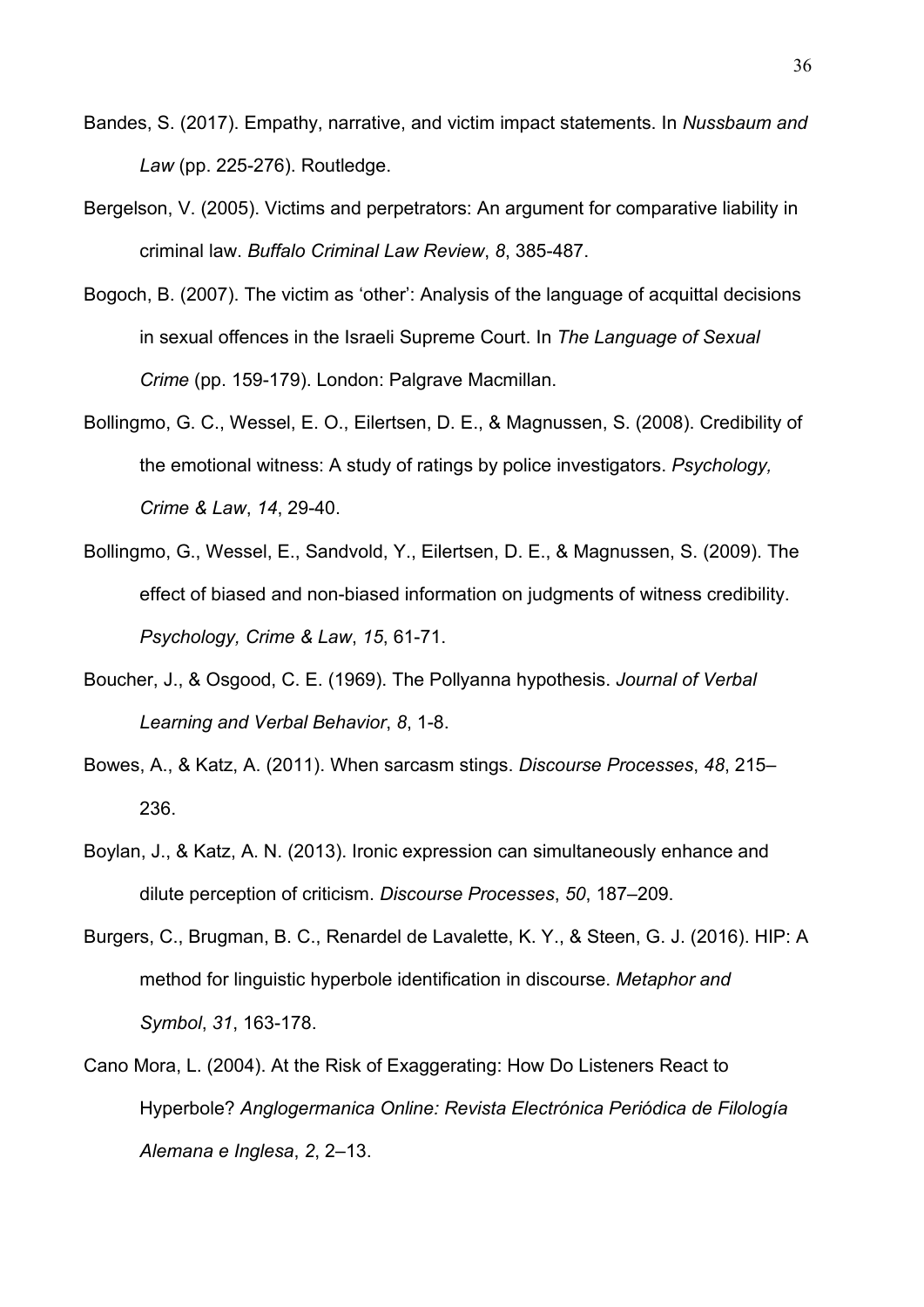Bandes, S. (2017). Empathy, narrative, and victim impact statements. In *Nussbaum and Law* (pp. 225-276). Routledge.

Bergelson, V. (2005). Victims and perpetrators: An argument for comparative liability in criminal law. *Buffalo Criminal Law Review*, *8*, 385-487.

Bogoch, B. (2007). The victim as 'other': Analysis of the language of acquittal decisions in sexual offences in the Israeli Supreme Court. In *The Language of Sexual Crime* (pp. 159-179). London: Palgrave Macmillan.

Bollingmo, G. C., Wessel, E. O., Eilertsen, D. E., & Magnussen, S. (2008). Credibility of the emotional witness: A study of ratings by police investigators. *Psychology, Crime & Law*, *14*, 29-40.

Bollingmo, G., Wessel, E., Sandvold, Y., Eilertsen, D. E., & Magnussen, S. (2009). The effect of biased and non-biased information on judgments of witness credibility. *Psychology, Crime & Law*, *15*, 61-71.

Boucher, J., & Osgood, C. E. (1969). The Pollyanna hypothesis. *Journal of Verbal Learning and Verbal Behavior*, *8*, 1-8.

Bowes, A., & Katz, A. (2011). When sarcasm stings. *Discourse Processes*, *48*, 215–236.

Boylan, J., & Katz, A. N. (2013). Ironic expression can simultaneously enhance and dilute perception of criticism. *Discourse Processes*, *50*, 187–209.

Burgers, C., Brugman, B. C., Renardel de Lavalette, K. Y., & Steen, G. J. (2016). HIP: A method for linguistic hyperbole identification in discourse. *Metaphor and Symbol*, *31*, 163-178.

Cano Mora, L. (2004). At the Risk of Exaggerating: How Do Listeners React to Hyperbole? *Anglogermanica Online: Revista Electrónica Periódica de Filología Alemana e Inglesa*, *2*, 2–13.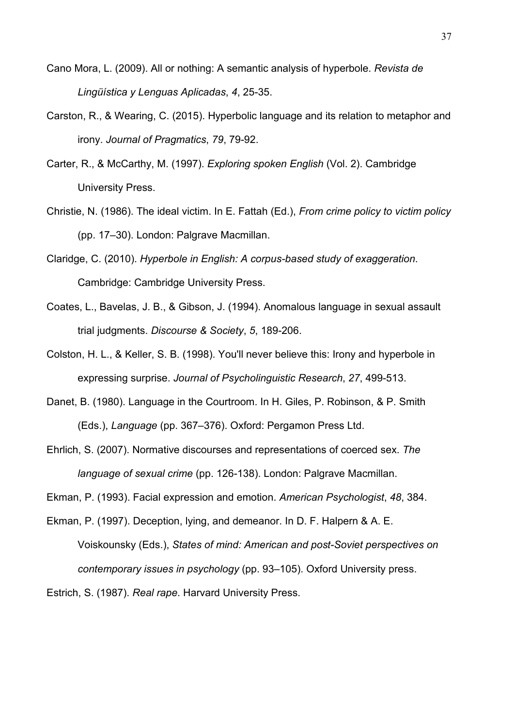Cano Mora, L. (2009). All or nothing: A semantic analysis of hyperbole. *Revista de Lingüística y Lenguas Aplicadas*, *4*, 25-35.

Carston, R., & Wearing, C. (2015). Hyperbolic language and its relation to metaphor and irony. *Journal of Pragmatics*, *79*, 79-92.

Carter, R., & McCarthy, M. (1997). *Exploring spoken English* (Vol. 2). Cambridge University Press.

Christie, N. (1986). The ideal victim. In E. Fattah (Ed.), *From crime policy to victim policy* (pp. 17–30). London: Palgrave Macmillan.

Claridge, C. (2010). *Hyperbole in English: A corpus-based study of exaggeration*. Cambridge: Cambridge University Press.

Coates, L., Bavelas, J. B., & Gibson, J. (1994). Anomalous language in sexual assault trial judgments. *Discourse & Society*, *5*, 189-206.

Colston, H. L., & Keller, S. B. (1998). You'll never believe this: Irony and hyperbole in expressing surprise. *Journal of Psycholinguistic Research*, *27*, 499-513.

Danet, B. (1980). Language in the Courtroom. In H. Giles, P. Robinson, & P. Smith (Eds.), *Language* (pp. 367–376). Oxford: Pergamon Press Ltd.

Ehrlich, S. (2007). Normative discourses and representations of coerced sex. *The language of sexual crime* (pp. 126-138). London: Palgrave Macmillan.

Ekman, P. (1993). Facial expression and emotion. *American Psychologist*, *48*, 384.

Ekman, P. (1997). Deception, lying, and demeanor. In D. F. Halpern & A. E. Voiskounsky (Eds.), *States of mind: American and post-Soviet perspectives on contemporary issues in psychology* (pp. 93–105). Oxford University press.

Estrich, S. (1987). *Real rape*. Harvard University Press.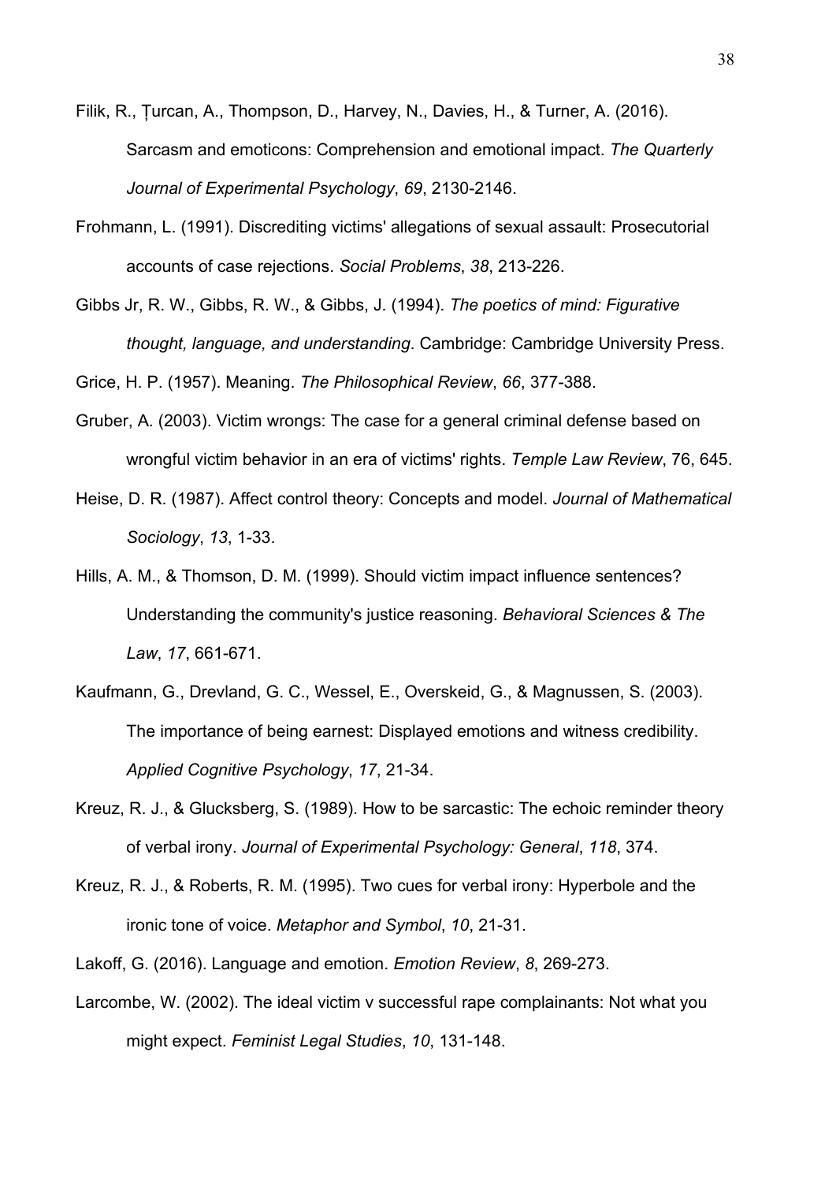Filik, R., Ţurcan, A., Thompson, D., Harvey, N., Davies, H., & Turner, A. (2016). Sarcasm and emoticons: Comprehension and emotional impact. *The Quarterly Journal of Experimental Psychology*, *69*, 2130-2146.

Frohmann, L. (1991). Discrediting victims' allegations of sexual assault: Prosecutorial accounts of case rejections. *Social Problems*, *38*, 213-226.

Gibbs Jr, R. W., Gibbs, R. W., & Gibbs, J. (1994). *The poetics of mind: Figurative thought, language, and understanding*. Cambridge: Cambridge University Press.

Grice, H. P. (1957). Meaning. *The Philosophical Review*, *66*, 377-388.

Gruber, A. (2003). Victim wrongs: The case for a general criminal defense based on wrongful victim behavior in an era of victims' rights. *Temple Law Review*, 76, 645.

Heise, D. R. (1987). Affect control theory: Concepts and model. *Journal of Mathematical Sociology*, *13*, 1-33.

Hills, A. M., & Thomson, D. M. (1999). Should victim impact influence sentences? Understanding the community's justice reasoning. *Behavioral Sciences & The Law*, *17*, 661-671.

Kaufmann, G., Drevland, G. C., Wessel, E., Overskeid, G., & Magnussen, S. (2003). The importance of being earnest: Displayed emotions and witness credibility. *Applied Cognitive Psychology*, *17*, 21-34.

Kreuz, R. J., & Glucksberg, S. (1989). How to be sarcastic: The echoic reminder theory of verbal irony. *Journal of Experimental Psychology: General*, *118*, 374.

Kreuz, R. J., & Roberts, R. M. (1995). Two cues for verbal irony: Hyperbole and the ironic tone of voice. *Metaphor and Symbol*, *10*, 21-31.

Lakoff, G. (2016). Language and emotion. *Emotion Review*, *8*, 269-273.

Larcombe, W. (2002). The ideal victim v successful rape complainants: Not what you might expect. *Feminist Legal Studies*, *10*, 131-148.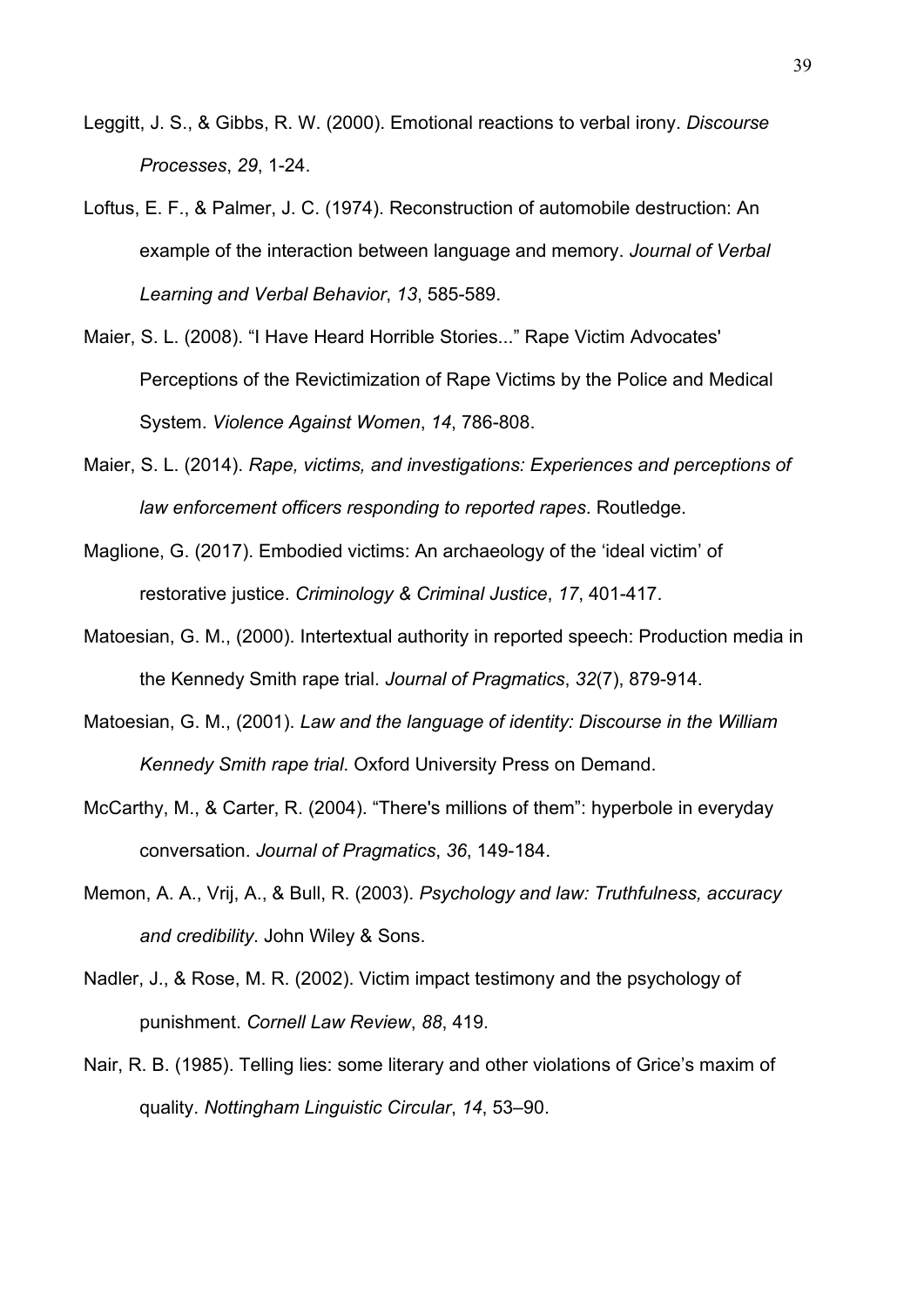Leggitt, J. S., & Gibbs, R. W. (2000). Emotional reactions to verbal irony. *Discourse Processes*, *29*, 1-24.

Loftus, E. F., & Palmer, J. C. (1974). Reconstruction of automobile destruction: An example of the interaction between language and memory. *Journal of Verbal Learning and Verbal Behavior*, *13*, 585-589.

Maier, S. L. (2008). "I Have Heard Horrible Stories..." Rape Victim Advocates' Perceptions of the Revictimization of Rape Victims by the Police and Medical System. *Violence Against Women*, *14*, 786-808.

Maier, S. L. (2014). *Rape, victims, and investigations: Experiences and perceptions of law enforcement officers responding to reported rapes*. Routledge.

Maglione, G. (2017). Embodied victims: An archaeology of the 'ideal victim' of restorative justice. *Criminology & Criminal Justice*, *17*, 401-417.

Matoesian, G. M., (2000). Intertextual authority in reported speech: Production media in the Kennedy Smith rape trial. *Journal of Pragmatics*, *32*(7), 879-914.

Matoesian, G. M., (2001). *Law and the language of identity: Discourse in the William Kennedy Smith rape trial*. Oxford University Press on Demand.

McCarthy, M., & Carter, R. (2004). "There's millions of them": hyperbole in everyday conversation. *Journal of Pragmatics*, *36*, 149-184.

Memon, A. A., Vrij, A., & Bull, R. (2003). *Psychology and law: Truthfulness, accuracy and credibility*. John Wiley & Sons.

Nadler, J., & Rose, M. R. (2002). Victim impact testimony and the psychology of punishment. *Cornell Law Review*, *88*, 419.

Nair, R. B. (1985). Telling lies: some literary and other violations of Grice's maxim of quality. *Nottingham Linguistic Circular*, *14*, 53–90.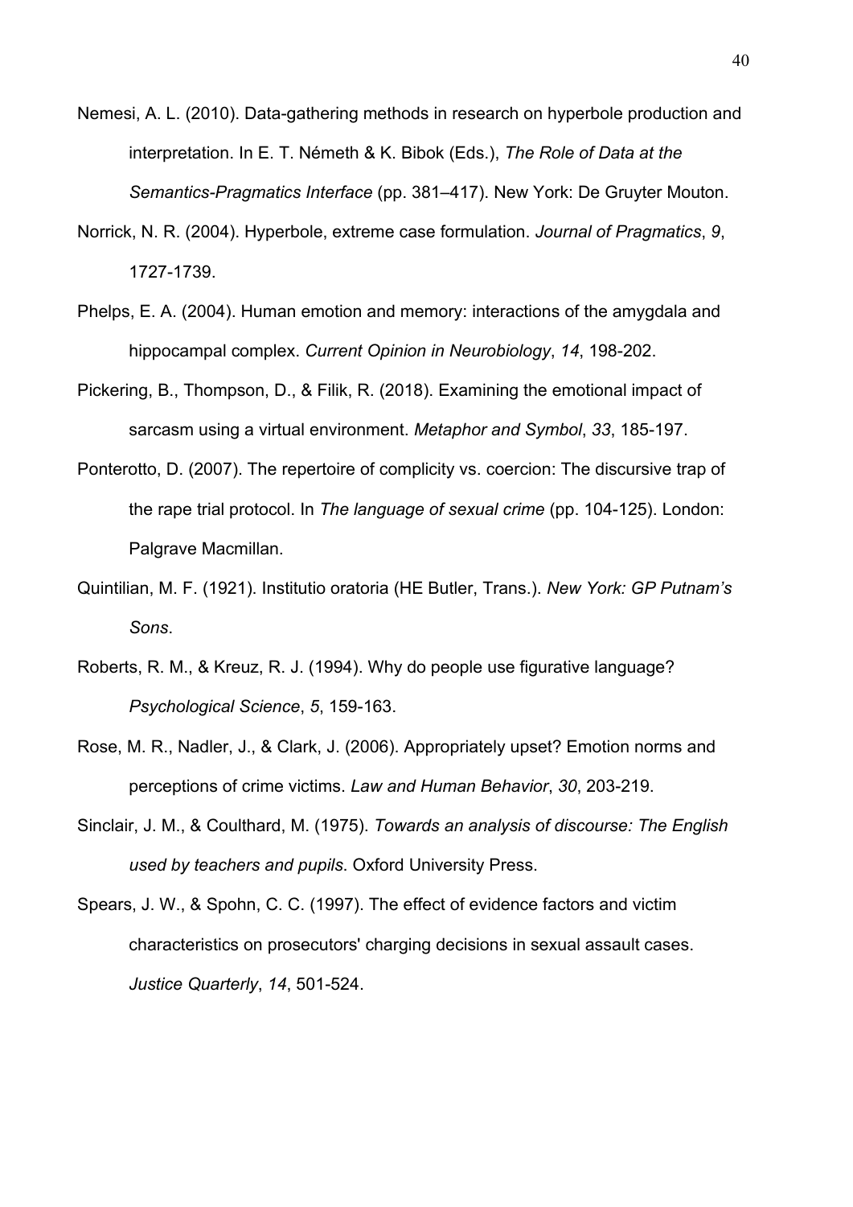Nemesi, A. L. (2010). Data-gathering methods in research on hyperbole production and interpretation. In E. T. Németh & K. Bibok (Eds.), *The Role of Data at the Semantics-Pragmatics Interface* (pp. 381–417). New York: De Gruyter Mouton.

Norrick, N. R. (2004). Hyperbole, extreme case formulation. *Journal of Pragmatics*, *9*, 1727-1739.

Phelps, E. A. (2004). Human emotion and memory: interactions of the amygdala and hippocampal complex. *Current Opinion in Neurobiology*, *14*, 198-202.

Pickering, B., Thompson, D., & Filik, R. (2018). Examining the emotional impact of sarcasm using a virtual environment. *Metaphor and Symbol*, *33*, 185-197.

Ponterotto, D. (2007). The repertoire of complicity vs. coercion: The discursive trap of the rape trial protocol. In *The language of sexual crime* (pp. 104-125). London: Palgrave Macmillan.

Quintilian, M. F. (1921). Institutio oratoria (HE Butler, Trans.). *New York: GP Putnam's Sons*.

Roberts, R. M., & Kreuz, R. J. (1994). Why do people use figurative language? *Psychological Science*, *5*, 159-163.

Rose, M. R., Nadler, J., & Clark, J. (2006). Appropriately upset? Emotion norms and perceptions of crime victims. *Law and Human Behavior*, *30*, 203-219.

Sinclair, J. M., & Coulthard, M. (1975). *Towards an analysis of discourse: The English used by teachers and pupils*. Oxford University Press.

Spears, J. W., & Spohn, C. C. (1997). The effect of evidence factors and victim characteristics on prosecutors' charging decisions in sexual assault cases. *Justice Quarterly*, *14*, 501-524.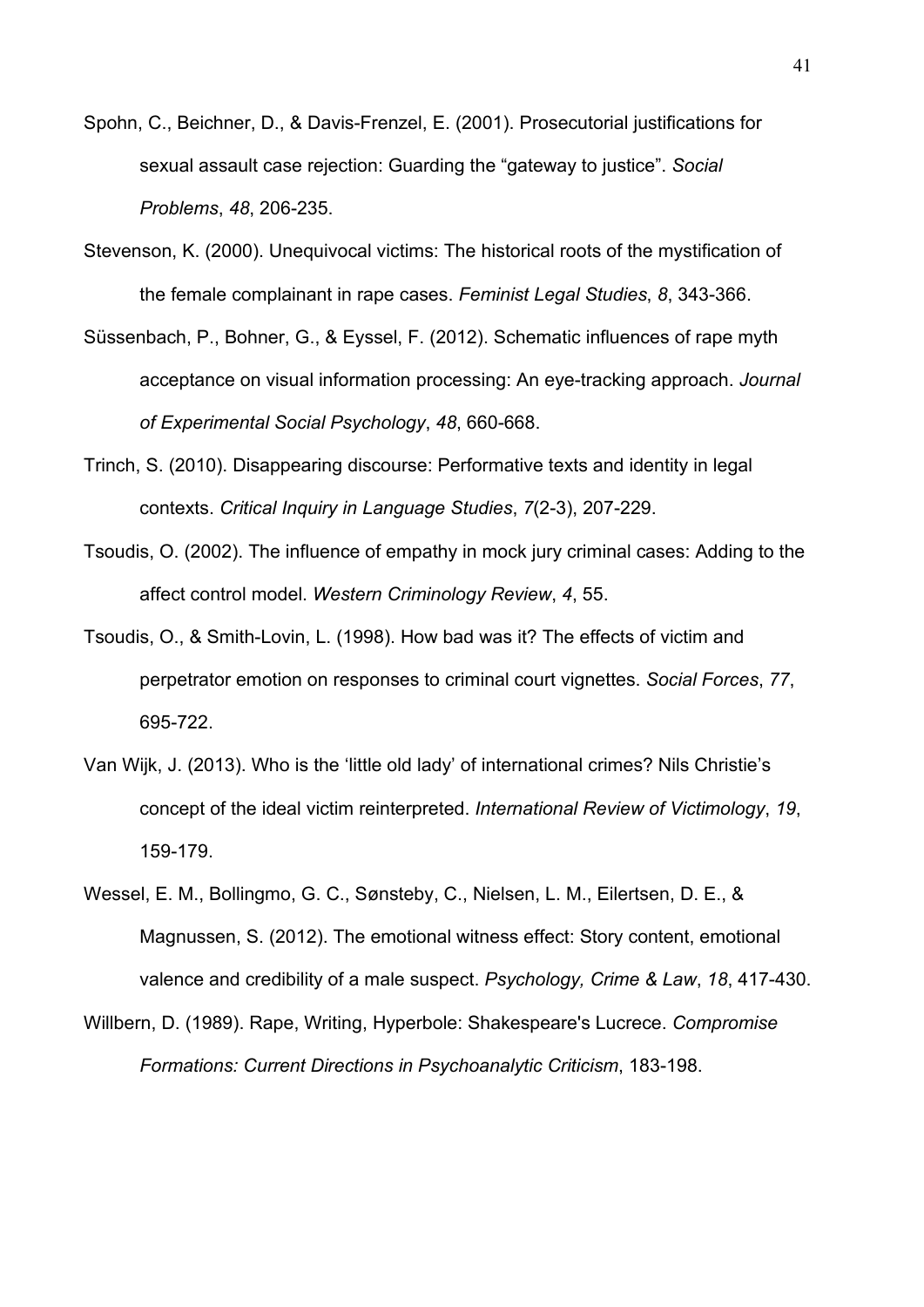Spohn, C., Beichner, D., & Davis-Frenzel, E. (2001). Prosecutorial justifications for sexual assault case rejection: Guarding the "gateway to justice". *Social Problems*, *48*, 206-235.

Stevenson, K. (2000). Unequivocal victims: The historical roots of the mystification of the female complainant in rape cases. *Feminist Legal Studies*, *8*, 343-366.

Süssenbach, P., Bohner, G., & Eyssel, F. (2012). Schematic influences of rape myth acceptance on visual information processing: An eye-tracking approach. *Journal of Experimental Social Psychology*, *48*, 660-668.

Trinch, S. (2010). Disappearing discourse: Performative texts and identity in legal contexts. *Critical Inquiry in Language Studies*, *7*(2-3), 207-229.

Tsoudis, O. (2002). The influence of empathy in mock jury criminal cases: Adding to the affect control model. *Western Criminology Review*, *4*, 55.

Tsoudis, O., & Smith-Lovin, L. (1998). How bad was it? The effects of victim and perpetrator emotion on responses to criminal court vignettes. *Social Forces*, *77*, 695-722.

Van Wijk, J. (2013). Who is the 'little old lady' of international crimes? Nils Christie's concept of the ideal victim reinterpreted. *International Review of Victimology*, *19*, 159-179.

Wessel, E. M., Bollingmo, G. C., Sønsteby, C., Nielsen, L. M., Eilertsen, D. E., & Magnussen, S. (2012). The emotional witness effect: Story content, emotional valence and credibility of a male suspect. *Psychology, Crime & Law*, *18*, 417-430.

Willbern, D. (1989). Rape, Writing, Hyperbole: Shakespeare's Lucrece. *Compromise Formations: Current Directions in Psychoanalytic Criticism*, 183-198.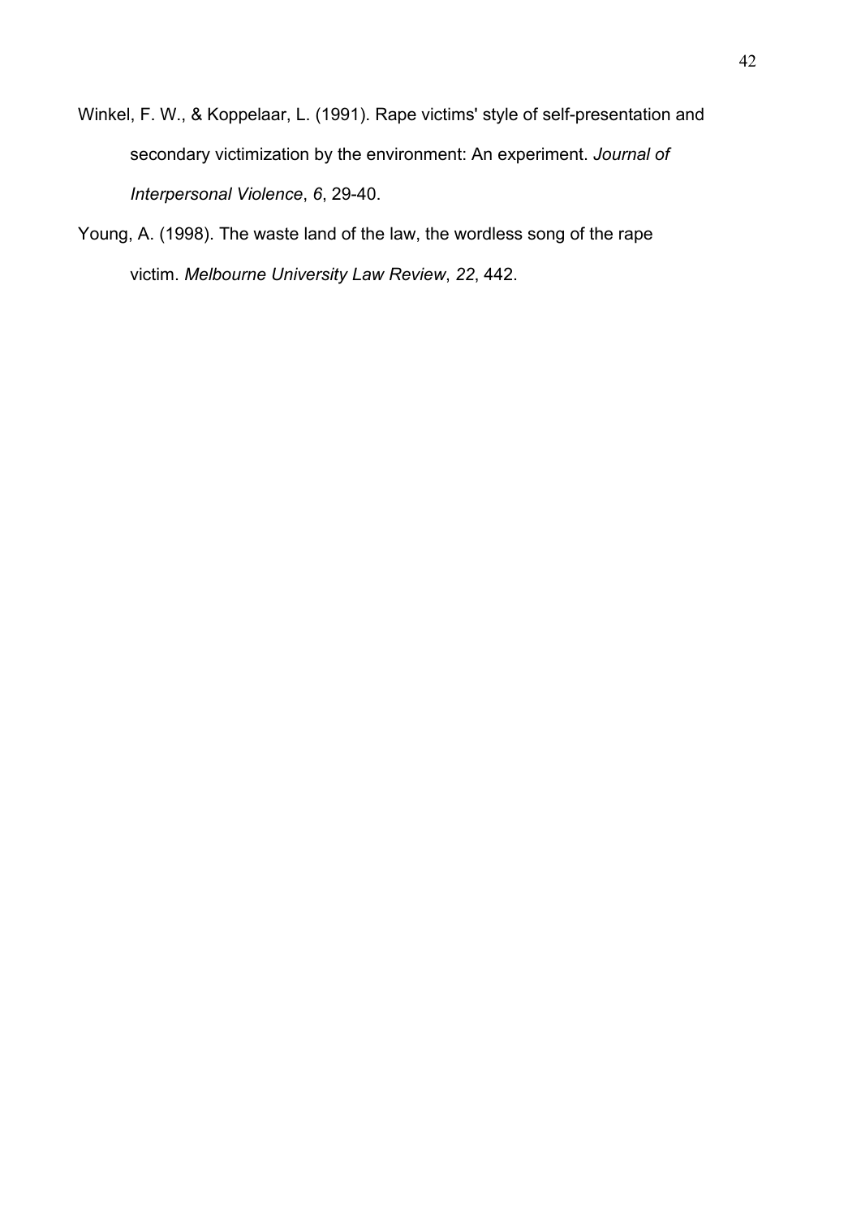Winkel, F. W., & Koppelaar, L. (1991). Rape victims' style of self-presentation and secondary victimization by the environment: An experiment. *Journal of Interpersonal Violence*, *6*, 29-40.

Young, A. (1998). The waste land of the law, the wordless song of the rape victim. *Melbourne University Law Review*, *22*, 442.